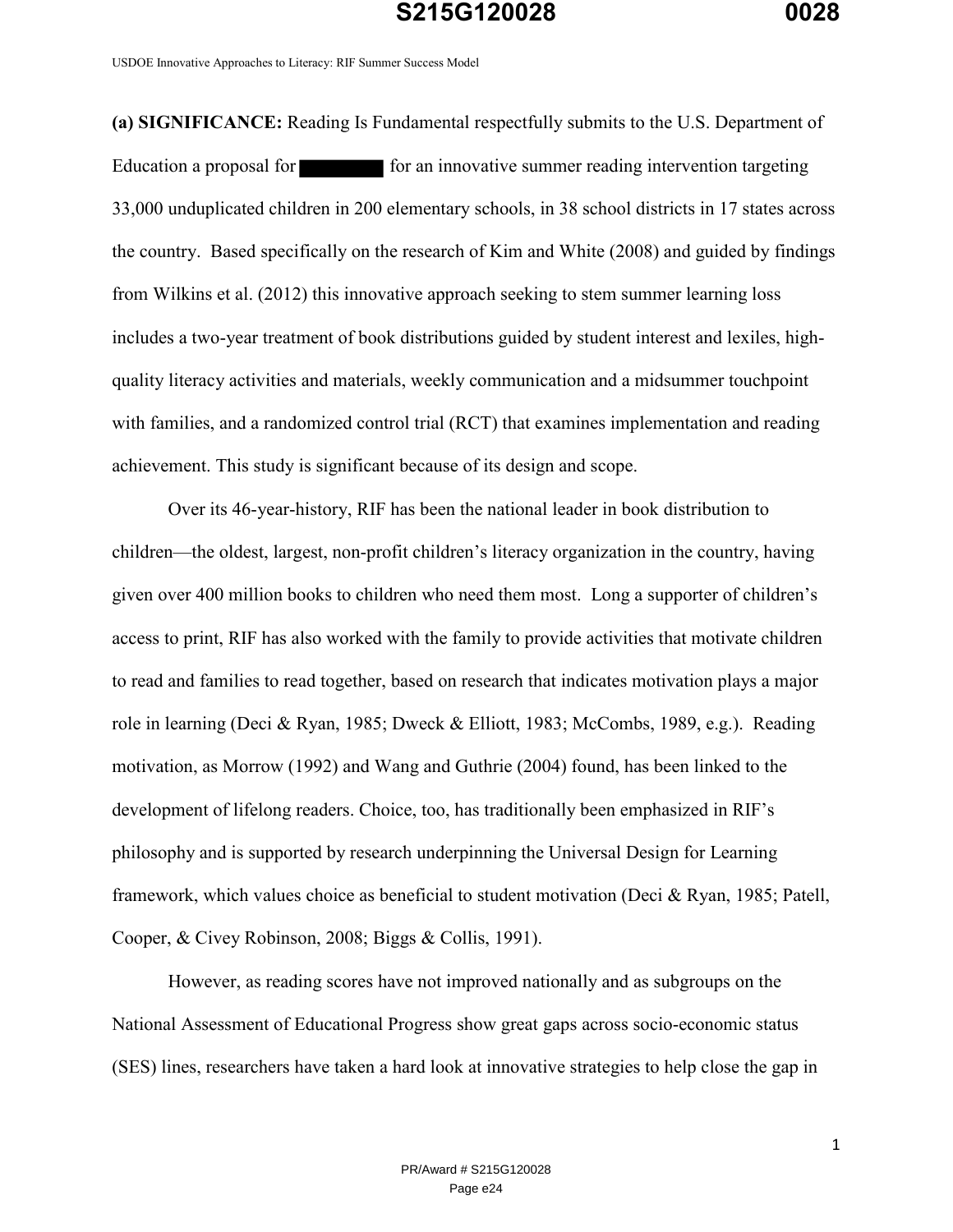**(a) SIGNIFICANCE:** Reading Is Fundamental respectfully submits to the U.S. Department of Education a proposal for ████████ for an innovative summer reading intervention targeting 33,000 unduplicated children in 200 elementary schools, in 38 school districts in 17 states across the country. Based specifically on the research of Kim and White (2008) and guided by findings from Wilkins et al. (2012) this innovative approach seeking to stem summer learning loss includes a two-year treatment of book distributions guided by student interest and lexiles, high-quality literacy activities and materials, weekly communication and a midsummer touchpoint with families, and a randomized control trial (RCT) that examines implementation and reading achievement. This study is significant because of its design and scope.

Over its 46-year-history, RIF has been the national leader in book distribution to children—the oldest, largest, non-profit children's literacy organization in the country, having given over 400 million books to children who need them most. Long a supporter of children's access to print, RIF has also worked with the family to provide activities that motivate children to read and families to read together, based on research that indicates motivation plays a major role in learning (Deci & Ryan, 1985; Dweck & Elliott, 1983; McCombs, 1989, e.g.). Reading motivation, as Morrow (1992) and Wang and Guthrie (2004) found, has been linked to the development of lifelong readers. Choice, too, has traditionally been emphasized in RIF's philosophy and is supported by research underpinning the Universal Design for Learning framework, which values choice as beneficial to student motivation (Deci & Ryan, 1985; Patell, Cooper, & Civey Robinson, 2008; Biggs & Collis, 1991).

However, as reading scores have not improved nationally and as subgroups on the National Assessment of Educational Progress show great gaps across socio-economic status (SES) lines, researchers have taken a hard look at innovative strategies to help close the gap in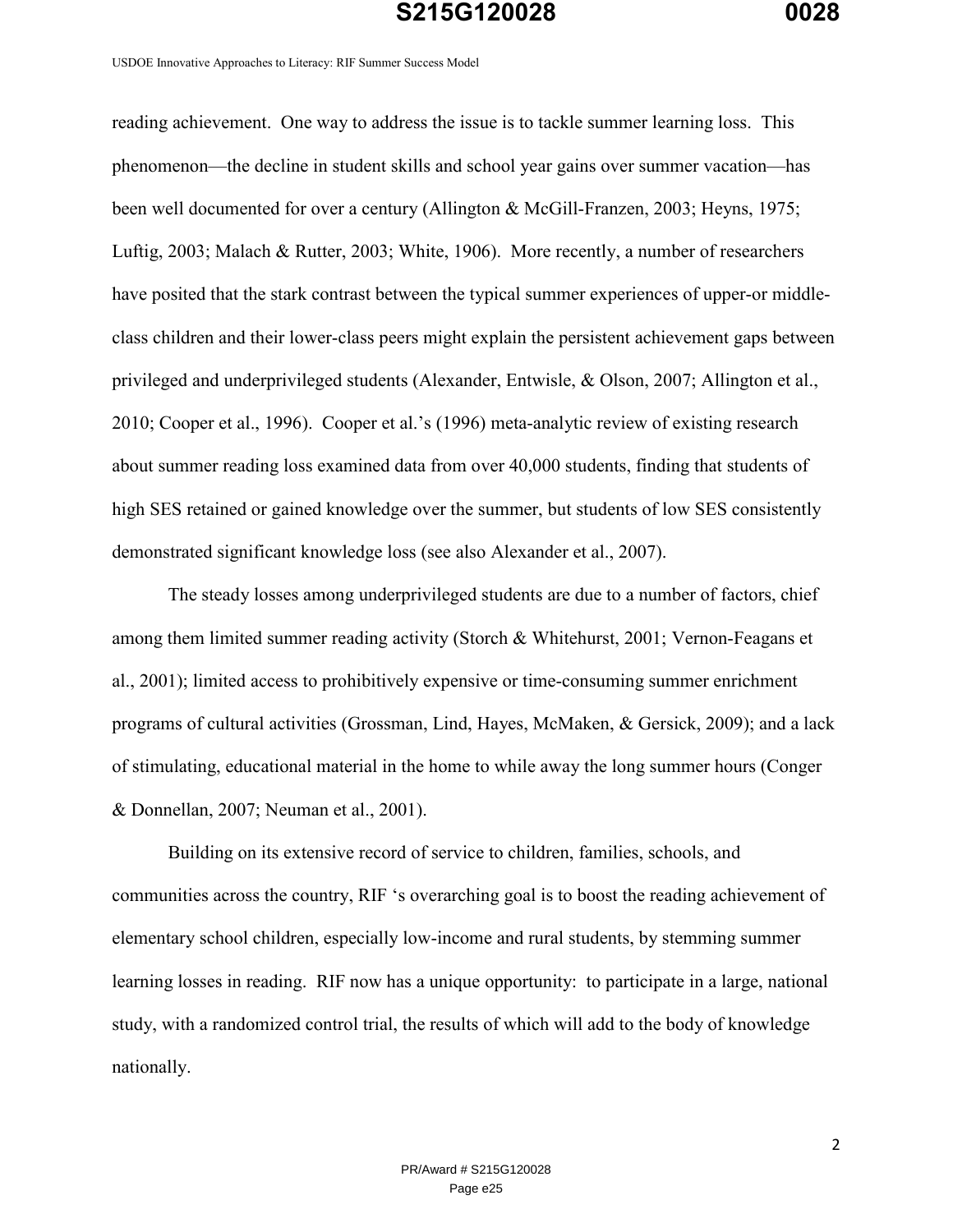reading achievement. One way to address the issue is to tackle summer learning loss. This phenomenon—the decline in student skills and school year gains over summer vacation—has been well documented for over a century (Allington & McGill-Franzen, 2003; Heyns, 1975; Luftig, 2003; Malach & Rutter, 2003; White, 1906). More recently, a number of researchers have posited that the stark contrast between the typical summer experiences of upper-or middle-class children and their lower-class peers might explain the persistent achievement gaps between privileged and underprivileged students (Alexander, Entwisle, & Olson, 2007; Allington et al., 2010; Cooper et al., 1996). Cooper et al.'s (1996) meta-analytic review of existing research about summer reading loss examined data from over 40,000 students, finding that students of high SES retained or gained knowledge over the summer, but students of low SES consistently demonstrated significant knowledge loss (see also Alexander et al., 2007).

The steady losses among underprivileged students are due to a number of factors, chief among them limited summer reading activity (Storch & Whitehurst, 2001; Vernon-Feagans et al., 2001); limited access to prohibitively expensive or time-consuming summer enrichment programs of cultural activities (Grossman, Lind, Hayes, McMaken, & Gersick, 2009); and a lack of stimulating, educational material in the home to while away the long summer hours (Conger & Donnellan, 2007; Neuman et al., 2001).

Building on its extensive record of service to children, families, schools, and communities across the country, RIF 's overarching goal is to boost the reading achievement of elementary school children, especially low-income and rural students, by stemming summer learning losses in reading. RIF now has a unique opportunity: to participate in a large, national study, with a randomized control trial, the results of which will add to the body of knowledge nationally.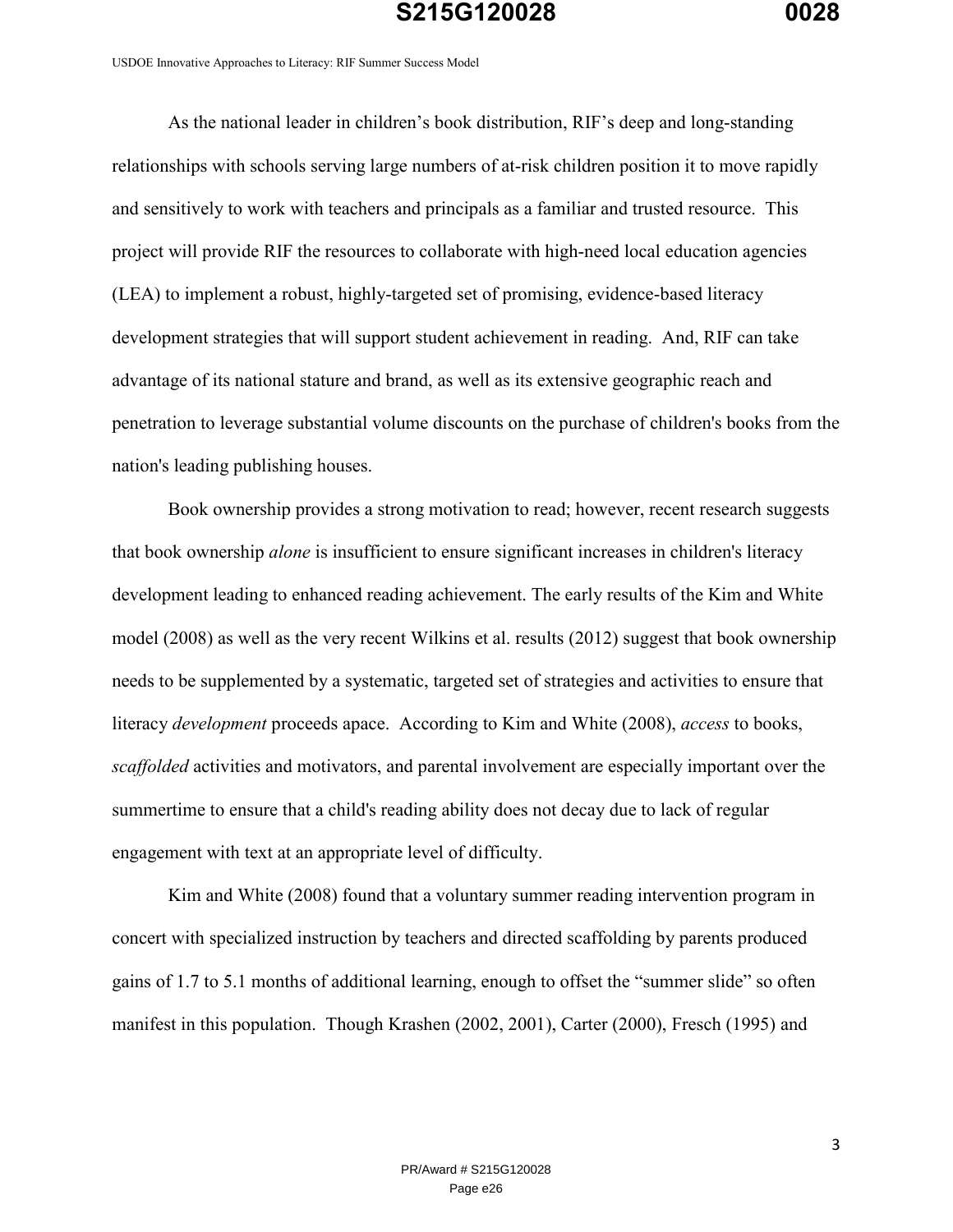As the national leader in children's book distribution, RIF's deep and long-standing relationships with schools serving large numbers of at-risk children position it to move rapidly and sensitively to work with teachers and principals as a familiar and trusted resource. This project will provide RIF the resources to collaborate with high-need local education agencies (LEA) to implement a robust, highly-targeted set of promising, evidence-based literacy development strategies that will support student achievement in reading. And, RIF can take advantage of its national stature and brand, as well as its extensive geographic reach and penetration to leverage substantial volume discounts on the purchase of children's books from the nation's leading publishing houses.

Book ownership provides a strong motivation to read; however, recent research suggests that book ownership *alone* is insufficient to ensure significant increases in children's literacy development leading to enhanced reading achievement. The early results of the Kim and White model (2008) as well as the very recent Wilkins et al. results (2012) suggest that book ownership needs to be supplemented by a systematic, targeted set of strategies and activities to ensure that literacy *development* proceeds apace. According to Kim and White (2008), *access* to books, *scaffolded* activities and motivators, and parental involvement are especially important over the summertime to ensure that a child's reading ability does not decay due to lack of regular engagement with text at an appropriate level of difficulty.

Kim and White (2008) found that a voluntary summer reading intervention program in concert with specialized instruction by teachers and directed scaffolding by parents produced gains of 1.7 to 5.1 months of additional learning, enough to offset the "summer slide" so often manifest in this population. Though Krashen (2002, 2001), Carter (2000), Fresch (1995) and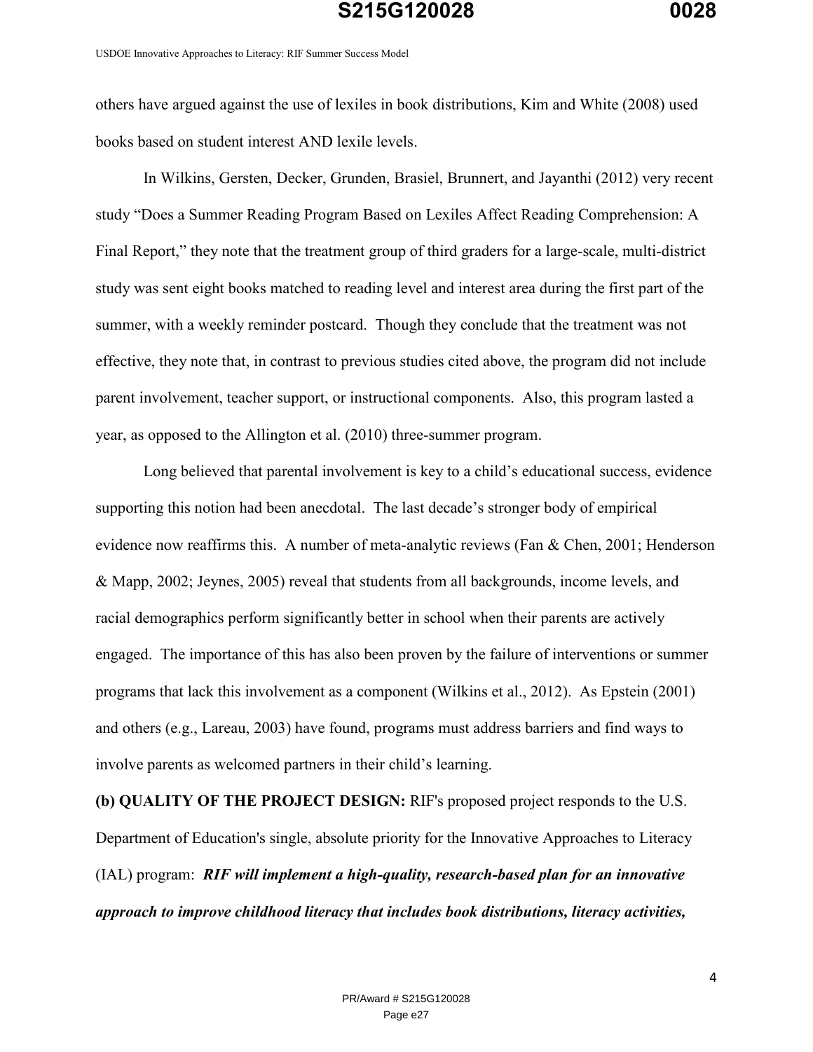others have argued against the use of lexiles in book distributions, Kim and White (2008) used books based on student interest AND lexile levels.

In Wilkins, Gersten, Decker, Grunden, Brasiel, Brunnert, and Jayanthi (2012) very recent study "Does a Summer Reading Program Based on Lexiles Affect Reading Comprehension: A Final Report," they note that the treatment group of third graders for a large-scale, multi-district study was sent eight books matched to reading level and interest area during the first part of the summer, with a weekly reminder postcard. Though they conclude that the treatment was not effective, they note that, in contrast to previous studies cited above, the program did not include parent involvement, teacher support, or instructional components. Also, this program lasted a year, as opposed to the Allington et al. (2010) three-summer program.

Long believed that parental involvement is key to a child's educational success, evidence supporting this notion had been anecdotal. The last decade's stronger body of empirical evidence now reaffirms this. A number of meta-analytic reviews (Fan & Chen, 2001; Henderson & Mapp, 2002; Jeynes, 2005) reveal that students from all backgrounds, income levels, and racial demographics perform significantly better in school when their parents are actively engaged. The importance of this has also been proven by the failure of interventions or summer programs that lack this involvement as a component (Wilkins et al., 2012). As Epstein (2001) and others (e.g., Lareau, 2003) have found, programs must address barriers and find ways to involve parents as welcomed partners in their child's learning.

**(b) QUALITY OF THE PROJECT DESIGN:** RIF's proposed project responds to the U.S. Department of Education's single, absolute priority for the Innovative Approaches to Literacy (IAL) program: ***RIF will implement a high-quality, research-based plan for an innovative approach to improve childhood literacy that includes book distributions, literacy activities,***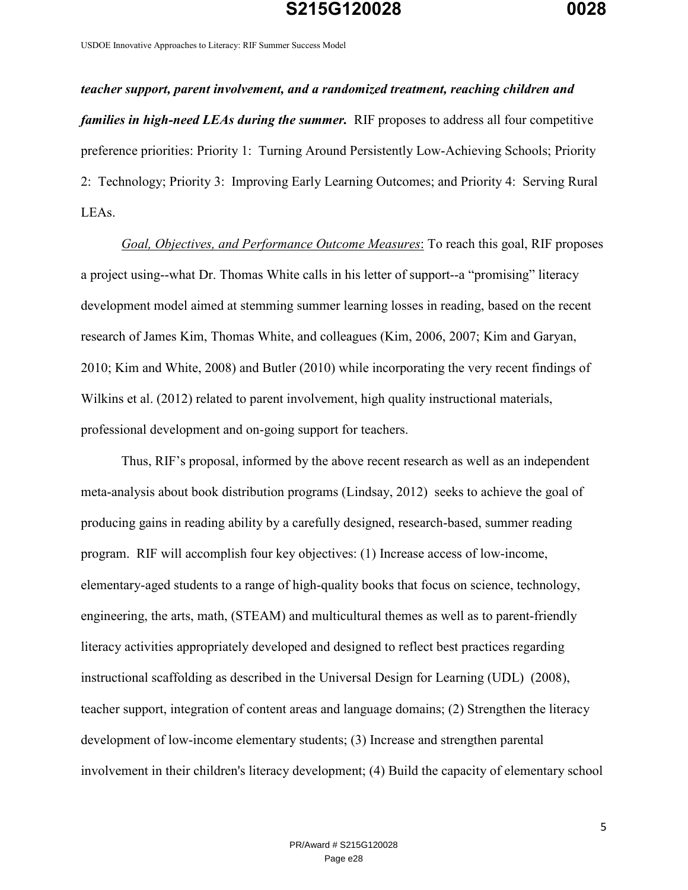***teacher support, parent involvement, and a randomized treatment, reaching children and families in high-need LEAs during the summer.*** RIF proposes to address all four competitive preference priorities: Priority 1: Turning Around Persistently Low-Achieving Schools; Priority 2: Technology; Priority 3: Improving Early Learning Outcomes; and Priority 4: Serving Rural LEAs.

<u>*Goal, Objectives, and Performance Outcome Measures*</u>: To reach this goal, RIF proposes a project using--what Dr. Thomas White calls in his letter of support--a "promising" literacy development model aimed at stemming summer learning losses in reading, based on the recent research of James Kim, Thomas White, and colleagues (Kim, 2006, 2007; Kim and Garyan, 2010; Kim and White, 2008) and Butler (2010) while incorporating the very recent findings of Wilkins et al. (2012) related to parent involvement, high quality instructional materials, professional development and on-going support for teachers.

Thus, RIF's proposal, informed by the above recent research as well as an independent meta-analysis about book distribution programs (Lindsay, 2012) seeks to achieve the goal of producing gains in reading ability by a carefully designed, research-based, summer reading program. RIF will accomplish four key objectives: (1) Increase access of low-income, elementary-aged students to a range of high-quality books that focus on science, technology, engineering, the arts, math, (STEAM) and multicultural themes as well as to parent-friendly literacy activities appropriately developed and designed to reflect best practices regarding instructional scaffolding as described in the Universal Design for Learning (UDL) (2008), teacher support, integration of content areas and language domains; (2) Strengthen the literacy development of low-income elementary students; (3) Increase and strengthen parental involvement in their children's literacy development; (4) Build the capacity of elementary school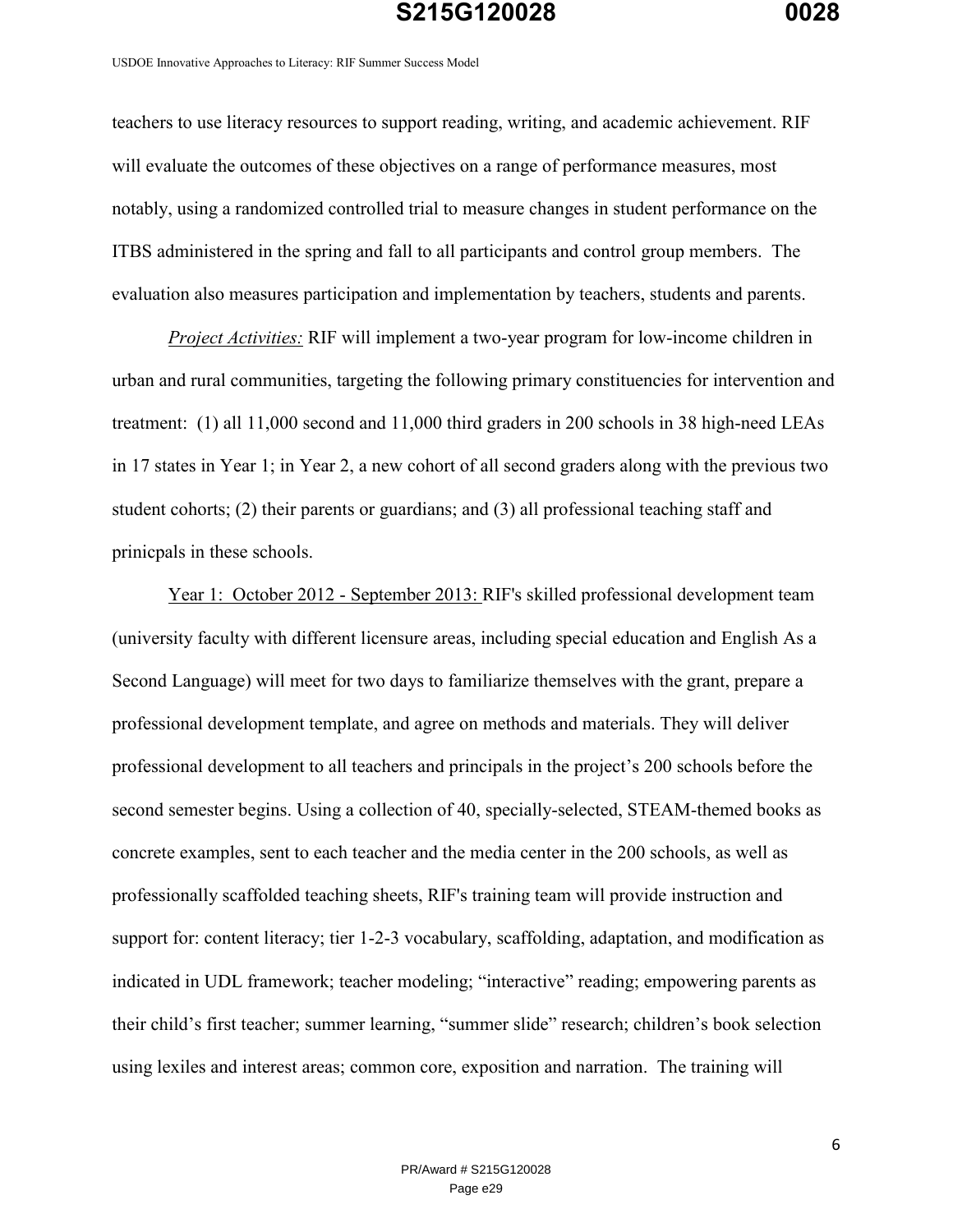teachers to use literacy resources to support reading, writing, and academic achievement. RIF will evaluate the outcomes of these objectives on a range of performance measures, most notably, using a randomized controlled trial to measure changes in student performance on the ITBS administered in the spring and fall to all participants and control group members. The evaluation also measures participation and implementation by teachers, students and parents.

*Project Activities:* RIF will implement a two-year program for low-income children in urban and rural communities, targeting the following primary constituencies for intervention and treatment: (1) all 11,000 second and 11,000 third graders in 200 schools in 38 high-need LEAs in 17 states in Year 1; in Year 2, a new cohort of all second graders along with the previous two student cohorts; (2) their parents or guardians; and (3) all professional teaching staff and prinicpals in these schools.

Year 1: October 2012 - September 2013: RIF's skilled professional development team (university faculty with different licensure areas, including special education and English As a Second Language) will meet for two days to familiarize themselves with the grant, prepare a professional development template, and agree on methods and materials. They will deliver professional development to all teachers and principals in the project's 200 schools before the second semester begins. Using a collection of 40, specially-selected, STEAM-themed books as concrete examples, sent to each teacher and the media center in the 200 schools, as well as professionally scaffolded teaching sheets, RIF's training team will provide instruction and support for: content literacy; tier 1-2-3 vocabulary, scaffolding, adaptation, and modification as indicated in UDL framework; teacher modeling; "interactive" reading; empowering parents as their child's first teacher; summer learning, "summer slide" research; children's book selection using lexiles and interest areas; common core, exposition and narration. The training will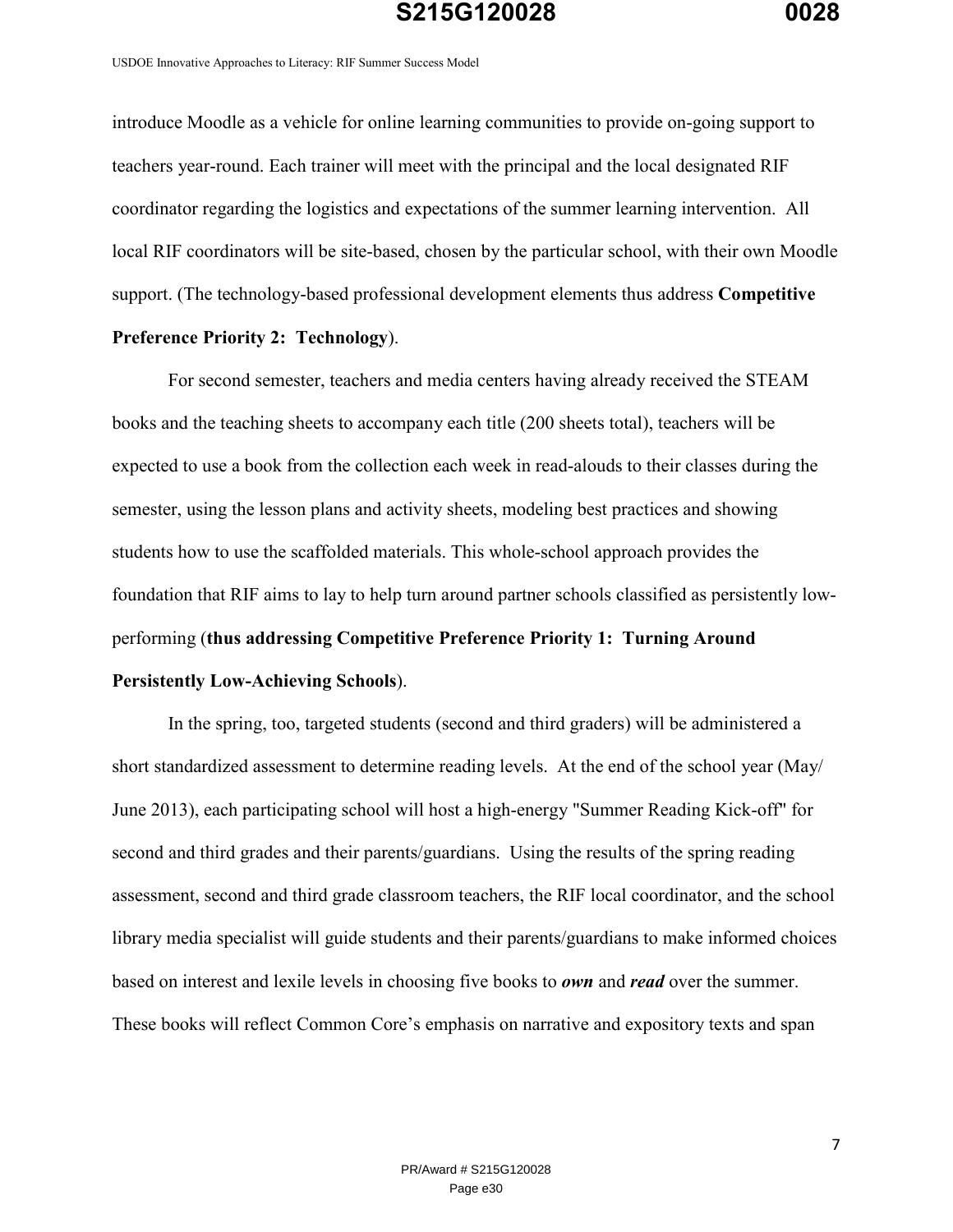introduce Moodle as a vehicle for online learning communities to provide on-going support to teachers year-round. Each trainer will meet with the principal and the local designated RIF coordinator regarding the logistics and expectations of the summer learning intervention. All local RIF coordinators will be site-based, chosen by the particular school, with their own Moodle support. (The technology-based professional development elements thus address **Competitive Preference Priority 2: Technology**).

For second semester, teachers and media centers having already received the STEAM books and the teaching sheets to accompany each title (200 sheets total), teachers will be expected to use a book from the collection each week in read-alouds to their classes during the semester, using the lesson plans and activity sheets, modeling best practices and showing students how to use the scaffolded materials. This whole-school approach provides the foundation that RIF aims to lay to help turn around partner schools classified as persistently low-performing (**thus addressing Competitive Preference Priority 1: Turning Around Persistently Low-Achieving Schools**).

In the spring, too, targeted students (second and third graders) will be administered a short standardized assessment to determine reading levels. At the end of the school year (May/June 2013), each participating school will host a high-energy "Summer Reading Kick-off" for second and third grades and their parents/guardians. Using the results of the spring reading assessment, second and third grade classroom teachers, the RIF local coordinator, and the school library media specialist will guide students and their parents/guardians to make informed choices based on interest and lexile levels in choosing five books to ***own*** and ***read*** over the summer. These books will reflect Common Core's emphasis on narrative and expository texts and span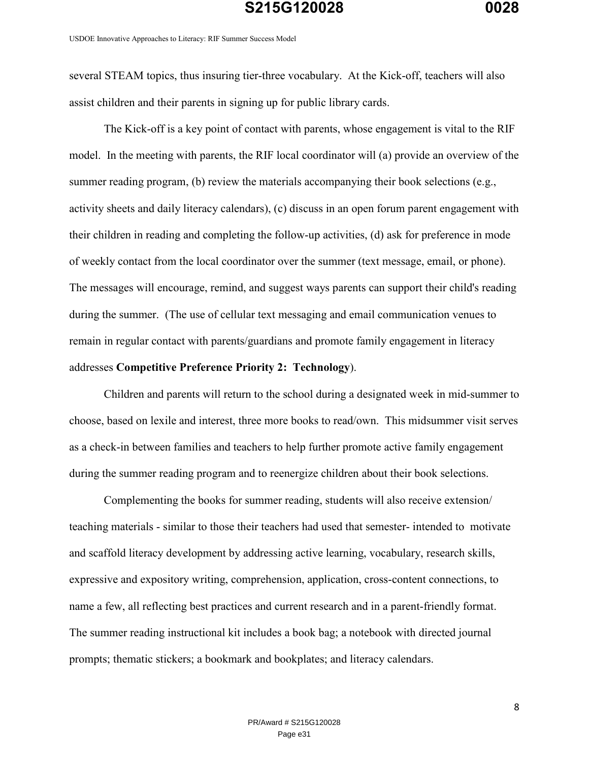several STEAM topics, thus insuring tier-three vocabulary. At the Kick-off, teachers will also assist children and their parents in signing up for public library cards.

The Kick-off is a key point of contact with parents, whose engagement is vital to the RIF model. In the meeting with parents, the RIF local coordinator will (a) provide an overview of the summer reading program, (b) review the materials accompanying their book selections (e.g., activity sheets and daily literacy calendars), (c) discuss in an open forum parent engagement with their children in reading and completing the follow-up activities, (d) ask for preference in mode of weekly contact from the local coordinator over the summer (text message, email, or phone). The messages will encourage, remind, and suggest ways parents can support their child's reading during the summer. (The use of cellular text messaging and email communication venues to remain in regular contact with parents/guardians and promote family engagement in literacy addresses **Competitive Preference Priority 2: Technology**).

Children and parents will return to the school during a designated week in mid-summer to choose, based on lexile and interest, three more books to read/own. This midsummer visit serves as a check-in between families and teachers to help further promote active family engagement during the summer reading program and to reenergize children about their book selections.

Complementing the books for summer reading, students will also receive extension/ teaching materials - similar to those their teachers had used that semester- intended to motivate and scaffold literacy development by addressing active learning, vocabulary, research skills, expressive and expository writing, comprehension, application, cross-content connections, to name a few, all reflecting best practices and current research and in a parent-friendly format. The summer reading instructional kit includes a book bag; a notebook with directed journal prompts; thematic stickers; a bookmark and bookplates; and literacy calendars.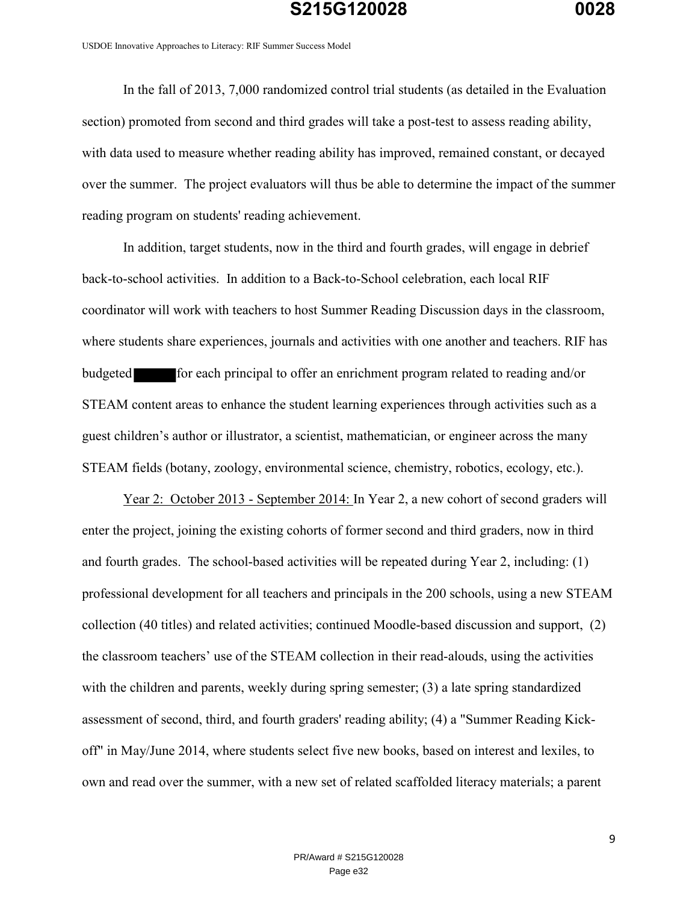In the fall of 2013, 7,000 randomized control trial students (as detailed in the Evaluation section) promoted from second and third grades will take a post-test to assess reading ability, with data used to measure whether reading ability has improved, remained constant, or decayed over the summer. The project evaluators will thus be able to determine the impact of the summer reading program on students' reading achievement.

In addition, target students, now in the third and fourth grades, will engage in debrief back-to-school activities. In addition to a Back-to-School celebration, each local RIF coordinator will work with teachers to host Summer Reading Discussion days in the classroom, where students share experiences, journals and activities with one another and teachers. RIF has budgeted ██████ for each principal to offer an enrichment program related to reading and/or STEAM content areas to enhance the student learning experiences through activities such as a guest children's author or illustrator, a scientist, mathematician, or engineer across the many STEAM fields (botany, zoology, environmental science, chemistry, robotics, ecology, etc.).

<u>Year 2: October 2013 - September 2014:</u> In Year 2, a new cohort of second graders will enter the project, joining the existing cohorts of former second and third graders, now in third and fourth grades. The school-based activities will be repeated during Year 2, including: (1) professional development for all teachers and principals in the 200 schools, using a new STEAM collection (40 titles) and related activities; continued Moodle-based discussion and support, (2) the classroom teachers' use of the STEAM collection in their read-alouds, using the activities with the children and parents, weekly during spring semester; (3) a late spring standardized assessment of second, third, and fourth graders' reading ability; (4) a "Summer Reading Kick-off" in May/June 2014, where students select five new books, based on interest and lexiles, to own and read over the summer, with a new set of related scaffolded literacy materials; a parent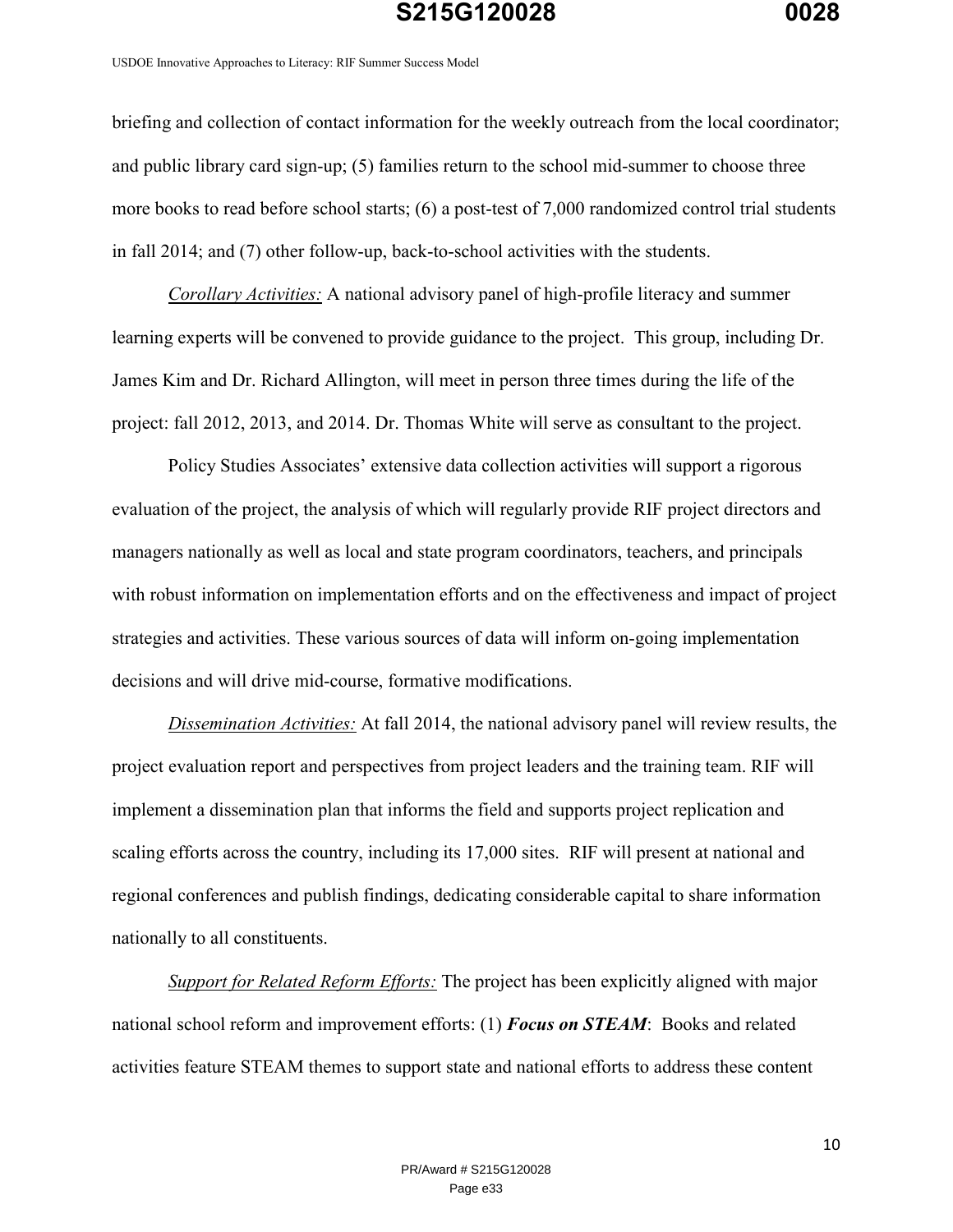briefing and collection of contact information for the weekly outreach from the local coordinator; and public library card sign-up; (5) families return to the school mid-summer to choose three more books to read before school starts; (6) a post-test of 7,000 randomized control trial students in fall 2014; and (7) other follow-up, back-to-school activities with the students.

*Corollary Activities:* A national advisory panel of high-profile literacy and summer learning experts will be convened to provide guidance to the project. This group, including Dr. James Kim and Dr. Richard Allington, will meet in person three times during the life of the project: fall 2012, 2013, and 2014. Dr. Thomas White will serve as consultant to the project.

Policy Studies Associates' extensive data collection activities will support a rigorous evaluation of the project, the analysis of which will regularly provide RIF project directors and managers nationally as well as local and state program coordinators, teachers, and principals with robust information on implementation efforts and on the effectiveness and impact of project strategies and activities. These various sources of data will inform on-going implementation decisions and will drive mid-course, formative modifications.

*Dissemination Activities:* At fall 2014, the national advisory panel will review results, the project evaluation report and perspectives from project leaders and the training team. RIF will implement a dissemination plan that informs the field and supports project replication and scaling efforts across the country, including its 17,000 sites. RIF will present at national and regional conferences and publish findings, dedicating considerable capital to share information nationally to all constituents.

*Support for Related Reform Efforts:* The project has been explicitly aligned with major national school reform and improvement efforts: (1) ***Focus on STEAM***: Books and related activities feature STEAM themes to support state and national efforts to address these content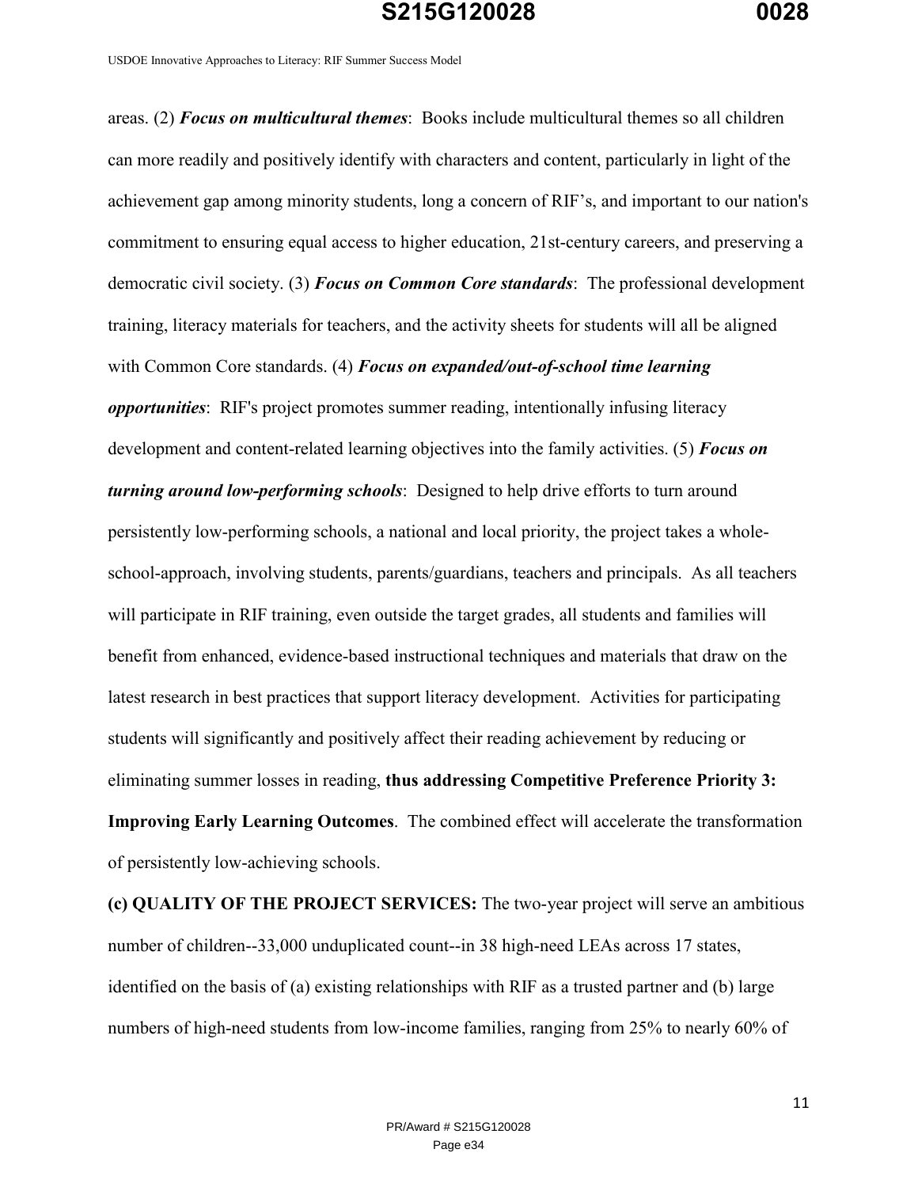areas. (2) ***Focus on multicultural themes***: Books include multicultural themes so all children can more readily and positively identify with characters and content, particularly in light of the achievement gap among minority students, long a concern of RIF's, and important to our nation's commitment to ensuring equal access to higher education, 21st-century careers, and preserving a democratic civil society. (3) ***Focus on Common Core standards***: The professional development training, literacy materials for teachers, and the activity sheets for students will all be aligned with Common Core standards. (4) ***Focus on expanded/out-of-school time learning opportunities***: RIF's project promotes summer reading, intentionally infusing literacy development and content-related learning objectives into the family activities. (5) ***Focus on turning around low-performing schools***: Designed to help drive efforts to turn around persistently low-performing schools, a national and local priority, the project takes a whole-school-approach, involving students, parents/guardians, teachers and principals. As all teachers will participate in RIF training, even outside the target grades, all students and families will benefit from enhanced, evidence-based instructional techniques and materials that draw on the latest research in best practices that support literacy development. Activities for participating students will significantly and positively affect their reading achievement by reducing or eliminating summer losses in reading, **thus addressing Competitive Preference Priority 3: Improving Early Learning Outcomes**. The combined effect will accelerate the transformation of persistently low-achieving schools.

**(c) QUALITY OF THE PROJECT SERVICES:** The two-year project will serve an ambitious number of children--33,000 unduplicated count--in 38 high-need LEAs across 17 states, identified on the basis of (a) existing relationships with RIF as a trusted partner and (b) large numbers of high-need students from low-income families, ranging from 25% to nearly 60% of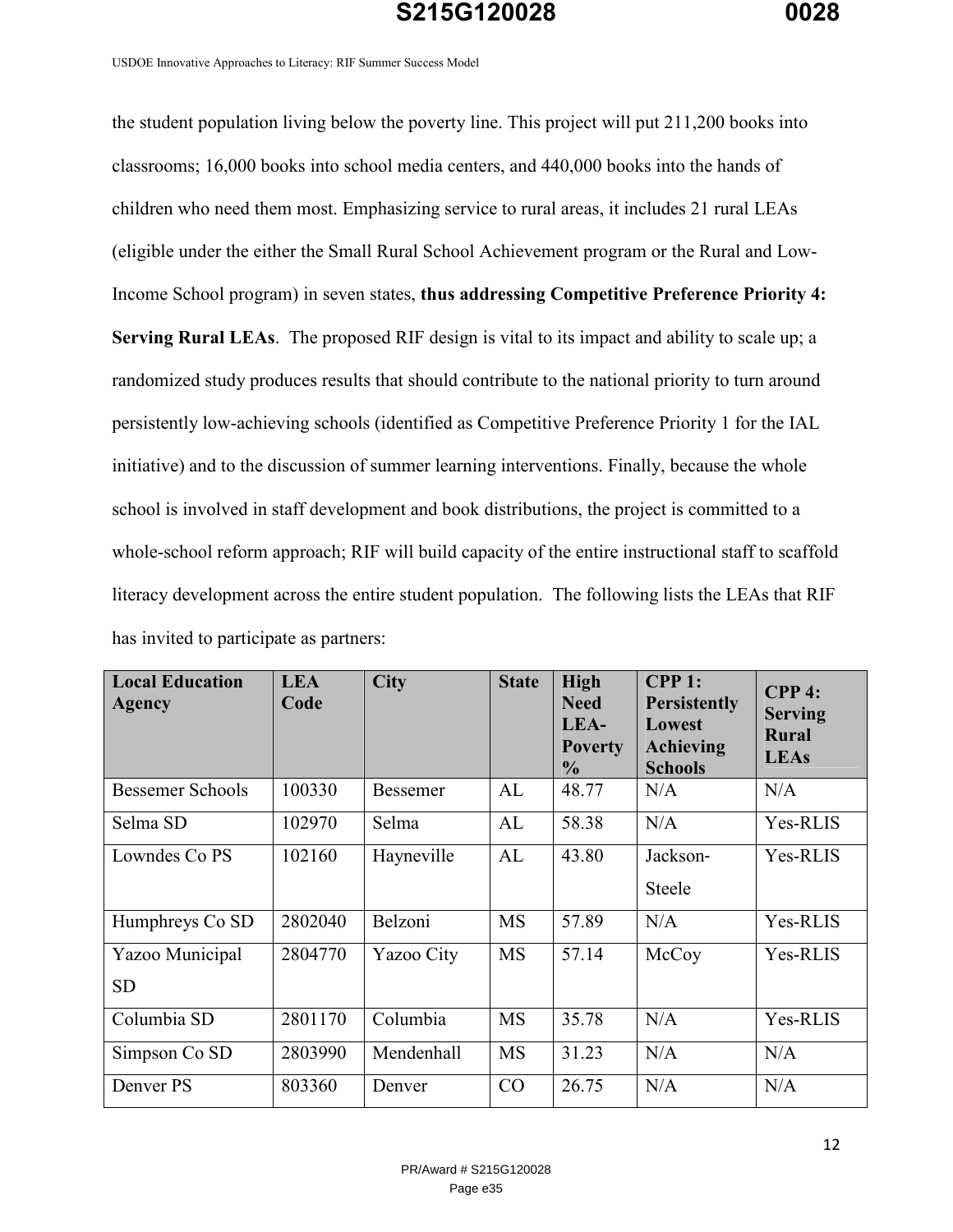the student population living below the poverty line. This project will put 211,200 books into classrooms; 16,000 books into school media centers, and 440,000 books into the hands of children who need them most. Emphasizing service to rural areas, it includes 21 rural LEAs (eligible under the either the Small Rural School Achievement program or the Rural and Low-Income School program) in seven states, **thus addressing Competitive Preference Priority 4: Serving Rural LEAs**.  The proposed RIF design is vital to its impact and ability to scale up; a randomized study produces results that should contribute to the national priority to turn around persistently low-achieving schools (identified as Competitive Preference Priority 1 for the IAL initiative) and to the discussion of summer learning interventions. Finally, because the whole school is involved in staff development and book distributions, the project is committed to a whole-school reform approach; RIF will build capacity of the entire instructional staff to scaffold literacy development across the entire student population.  The following lists the LEAs that RIF has invited to participate as partners:

| Local Education Agency | LEA Code | City | State | High Need LEA-Poverty % | CPP 1: Persistently Lowest Achieving Schools | CPP 4: Serving Rural LEAs |
|---|---|---|---|---|---|---|
| Bessemer Schools | 100330 | Bessemer | AL | 48.77 | N/A | N/A |
| Selma SD | 102970 | Selma | AL | 58.38 | N/A | Yes-RLIS |
| Lowndes Co PS | 102160 | Hayneville | AL | 43.80 | Jackson-Steele | Yes-RLIS |
| Humphreys Co SD | 2802040 | Belzoni | MS | 57.89 | N/A | Yes-RLIS |
| Yazoo Municipal SD | 2804770 | Yazoo City | MS | 57.14 | McCoy | Yes-RLIS |
| Columbia SD | 2801170 | Columbia | MS | 35.78 | N/A | Yes-RLIS |
| Simpson Co SD | 2803990 | Mendenhall | MS | 31.23 | N/A | N/A |
| Denver PS | 803360 | Denver | CO | 26.75 | N/A | N/A |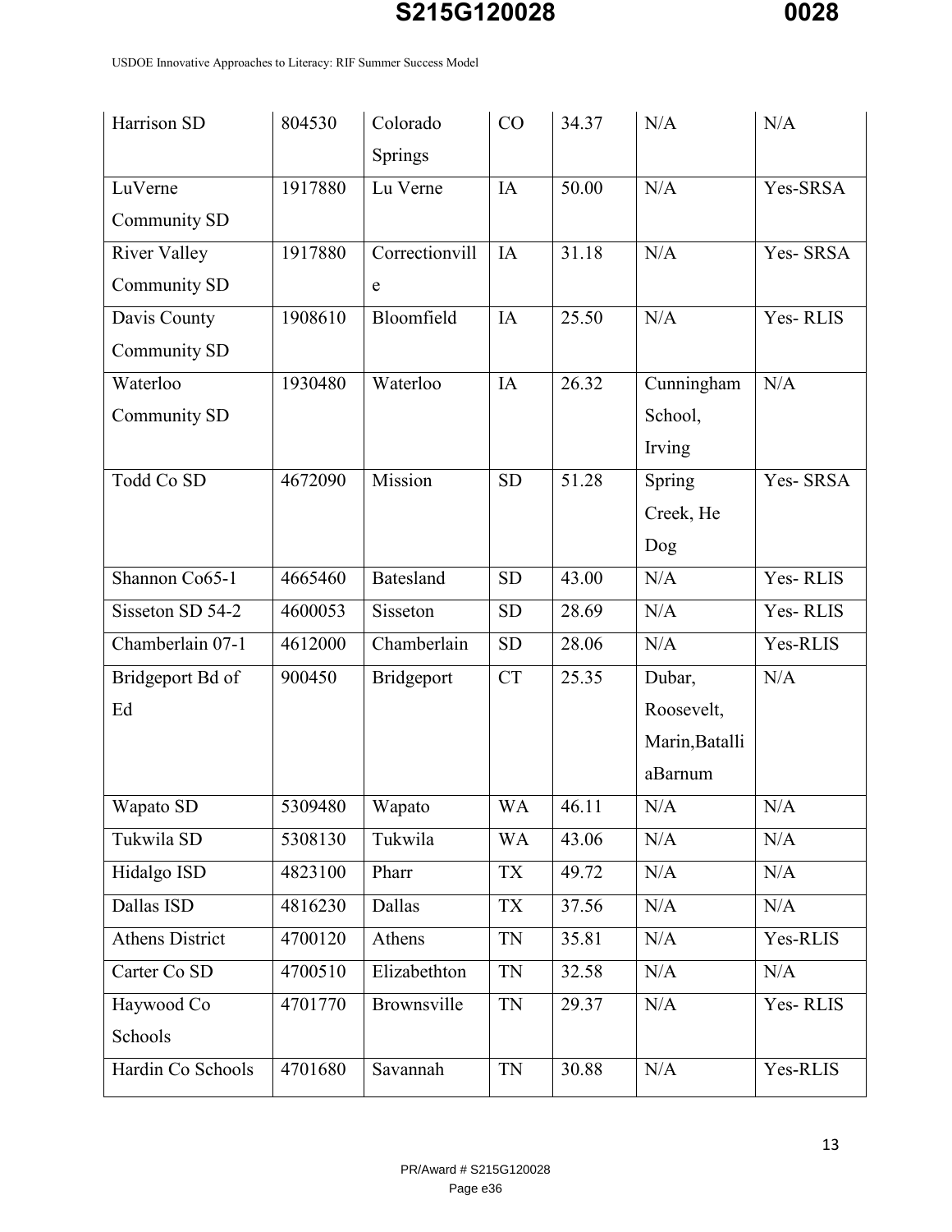| | | | | | | |
|---|---|---|---|---|---|---|
| Harrison SD | 804530 | Colorado Springs | CO | 34.37 | N/A | N/A |
| LuVerne Community SD | 1917880 | Lu Verne | IA | 50.00 | N/A | Yes-SRSA |
| River Valley Community SD | 1917880 | Correctionville | IA | 31.18 | N/A | Yes- SRSA |
| Davis County Community SD | 1908610 | Bloomfield | IA | 25.50 | N/A | Yes- RLIS |
| Waterloo Community SD | 1930480 | Waterloo | IA | 26.32 | Cunningham School, Irving | N/A |
| Todd Co SD | 4672090 | Mission | SD | 51.28 | Spring Creek, He Dog | Yes- SRSA |
| Shannon Co65-1 | 4665460 | Batesland | SD | 43.00 | N/A | Yes- RLIS |
| Sisseton SD 54-2 | 4600053 | Sisseton | SD | 28.69 | N/A | Yes- RLIS |
| Chamberlain 07-1 | 4612000 | Chamberlain | SD | 28.06 | N/A | Yes-RLIS |
| Bridgeport Bd of Ed | 900450 | Bridgeport | CT | 25.35 | Dubar, Roosevelt, Marin,BatalliaBarnum | N/A |
| Wapato SD | 5309480 | Wapato | WA | 46.11 | N/A | N/A |
| Tukwila SD | 5308130 | Tukwila | WA | 43.06 | N/A | N/A |
| Hidalgo ISD | 4823100 | Pharr | TX | 49.72 | N/A | N/A |
| Dallas ISD | 4816230 | Dallas | TX | 37.56 | N/A | N/A |
| Athens District | 4700120 | Athens | TN | 35.81 | N/A | Yes-RLIS |
| Carter Co SD | 4700510 | Elizabethton | TN | 32.58 | N/A | N/A |
| Haywood Co Schools | 4701770 | Brownsville | TN | 29.37 | N/A | Yes- RLIS |
| Hardin Co Schools | 4701680 | Savannah | TN | 30.88 | N/A | Yes-RLIS |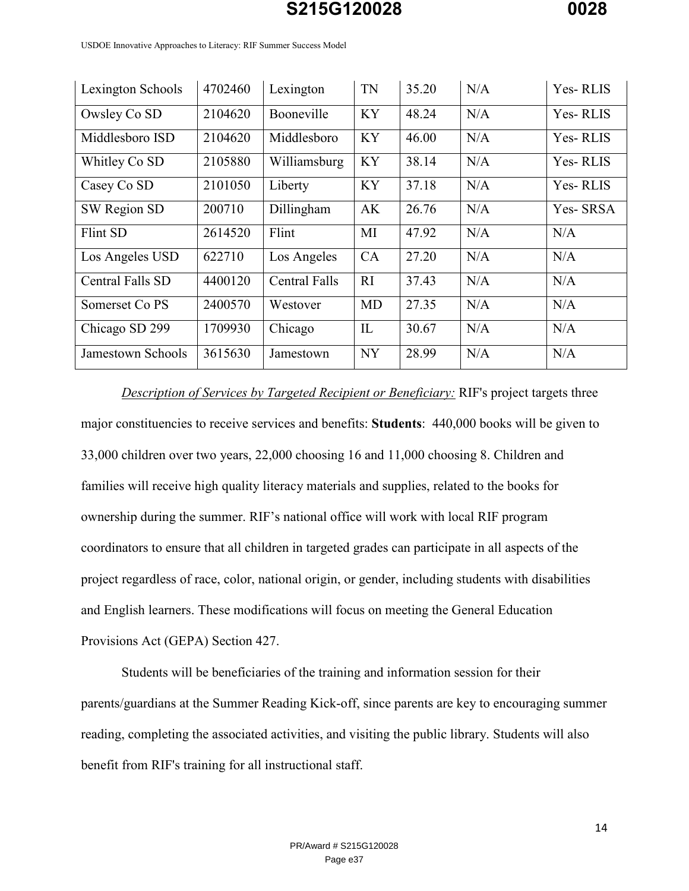| | | | | | | |
|---|---|---|---|---|---|---|
| Lexington Schools | 4702460 | Lexington | TN | 35.20 | N/A | Yes- RLIS |
| Owsley Co SD | 2104620 | Booneville | KY | 48.24 | N/A | Yes- RLIS |
| Middlesboro ISD | 2104620 | Middlesboro | KY | 46.00 | N/A | Yes- RLIS |
| Whitley Co SD | 2105880 | Williamsburg | KY | 38.14 | N/A | Yes- RLIS |
| Casey Co SD | 2101050 | Liberty | KY | 37.18 | N/A | Yes- RLIS |
| SW Region SD | 200710 | Dillingham | AK | 26.76 | N/A | Yes- SRSA |
| Flint SD | 2614520 | Flint | MI | 47.92 | N/A | N/A |
| Los Angeles USD | 622710 | Los Angeles | CA | 27.20 | N/A | N/A |
| Central Falls SD | 4400120 | Central Falls | RI | 37.43 | N/A | N/A |
| Somerset Co PS | 2400570 | Westover | MD | 27.35 | N/A | N/A |
| Chicago SD 299 | 1709930 | Chicago | IL | 30.67 | N/A | N/A |
| Jamestown Schools | 3615630 | Jamestown | NY | 28.99 | N/A | N/A |

*Description of Services by Targeted Recipient or Beneficiary:* RIF's project targets three major constituencies to receive services and benefits: **Students**: 440,000 books will be given to 33,000 children over two years, 22,000 choosing 16 and 11,000 choosing 8. Children and families will receive high quality literacy materials and supplies, related to the books for ownership during the summer. RIF's national office will work with local RIF program coordinators to ensure that all children in targeted grades can participate in all aspects of the project regardless of race, color, national origin, or gender, including students with disabilities and English learners. These modifications will focus on meeting the General Education Provisions Act (GEPA) Section 427.

Students will be beneficiaries of the training and information session for their parents/guardians at the Summer Reading Kick-off, since parents are key to encouraging summer reading, completing the associated activities, and visiting the public library. Students will also benefit from RIF's training for all instructional staff.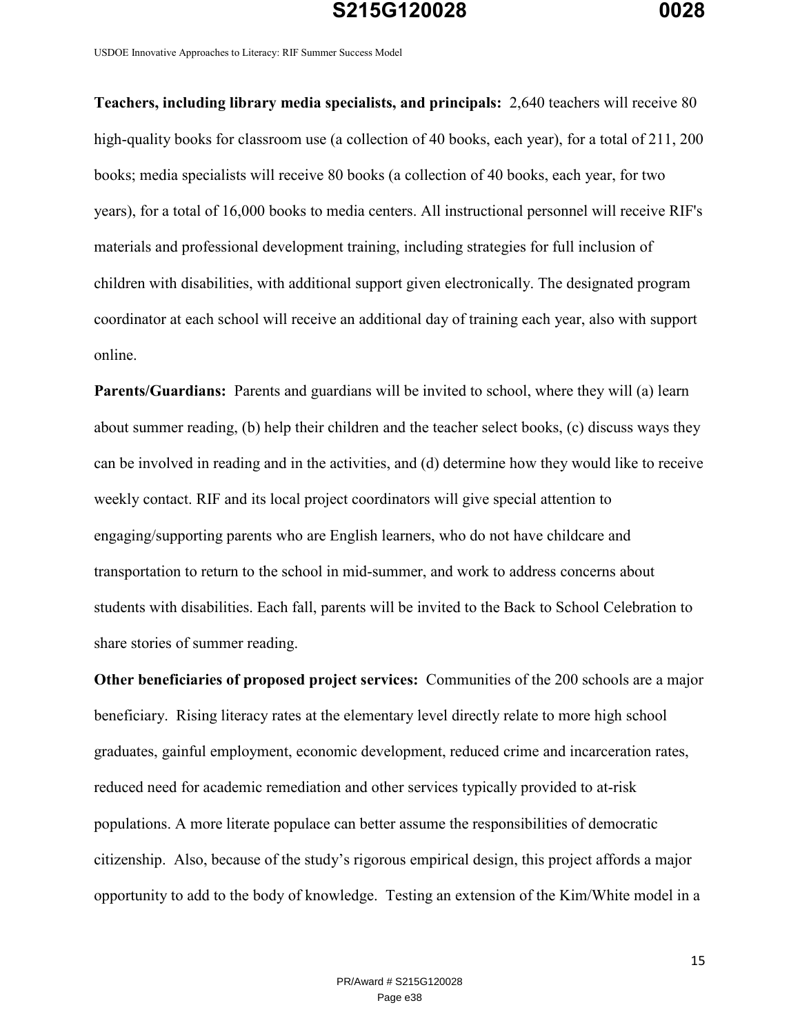**Teachers, including library media specialists, and principals:** 2,640 teachers will receive 80 high-quality books for classroom use (a collection of 40 books, each year), for a total of 211, 200 books; media specialists will receive 80 books (a collection of 40 books, each year, for two years), for a total of 16,000 books to media centers. All instructional personnel will receive RIF's materials and professional development training, including strategies for full inclusion of children with disabilities, with additional support given electronically. The designated program coordinator at each school will receive an additional day of training each year, also with support online.

**Parents/Guardians:** Parents and guardians will be invited to school, where they will (a) learn about summer reading, (b) help their children and the teacher select books, (c) discuss ways they can be involved in reading and in the activities, and (d) determine how they would like to receive weekly contact. RIF and its local project coordinators will give special attention to engaging/supporting parents who are English learners, who do not have childcare and transportation to return to the school in mid-summer, and work to address concerns about students with disabilities. Each fall, parents will be invited to the Back to School Celebration to share stories of summer reading.

**Other beneficiaries of proposed project services:** Communities of the 200 schools are a major beneficiary. Rising literacy rates at the elementary level directly relate to more high school graduates, gainful employment, economic development, reduced crime and incarceration rates, reduced need for academic remediation and other services typically provided to at-risk populations. A more literate populace can better assume the responsibilities of democratic citizenship. Also, because of the study's rigorous empirical design, this project affords a major opportunity to add to the body of knowledge. Testing an extension of the Kim/White model in a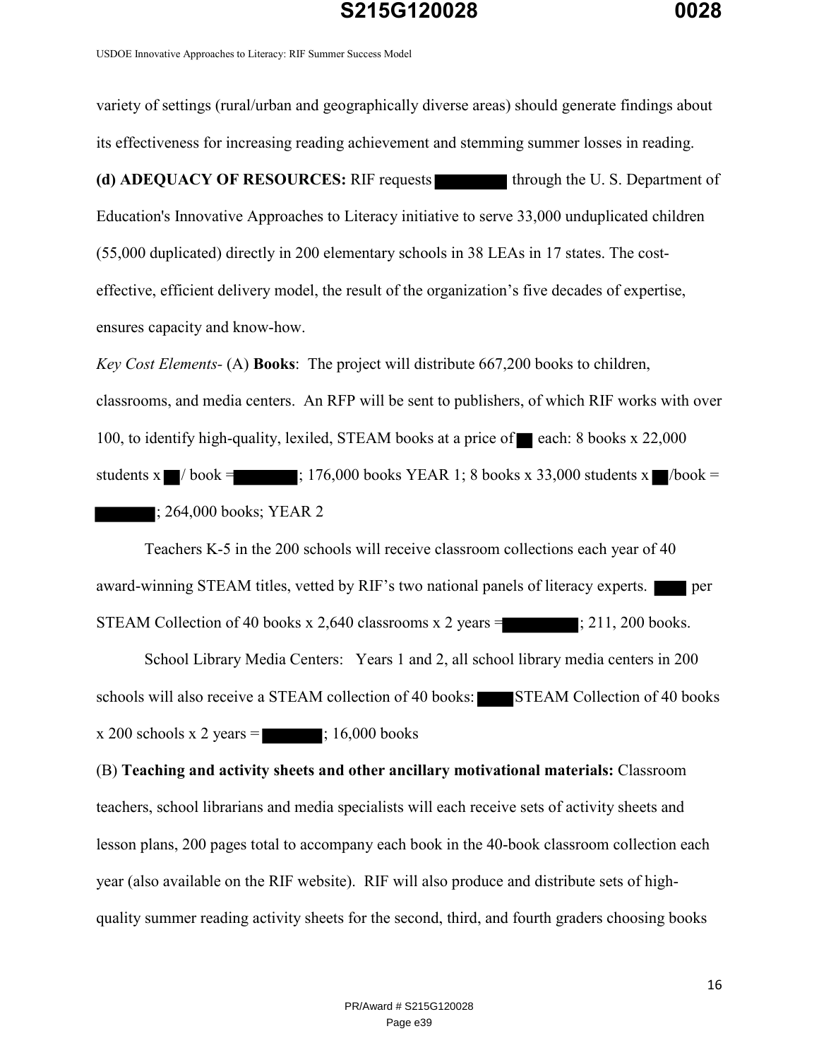variety of settings (rural/urban and geographically diverse areas) should generate findings about its effectiveness for increasing reading achievement and stemming summer losses in reading.

**(d) ADEQUACY OF RESOURCES:** RIF requests ████████ through the U. S. Department of Education's Innovative Approaches to Literacy initiative to serve 33,000 unduplicated children (55,000 duplicated) directly in 200 elementary schools in 38 LEAs in 17 states. The cost-effective, efficient delivery model, the result of the organization's five decades of expertise, ensures capacity and know-how.

*Key Cost Elements-* (A) **Books**: The project will distribute 667,200 books to children, classrooms, and media centers. An RFP will be sent to publishers, of which RIF works with over 100, to identify high-quality, lexiled, STEAM books at a price of ██ each: 8 books x 22,000 students x ██/ book = ███████; 176,000 books YEAR 1; 8 books x 33,000 students x ██/book = ███████; 264,000 books; YEAR 2

Teachers K-5 in the 200 schools will receive classroom collections each year of 40 award-winning STEAM titles, vetted by RIF's two national panels of literacy experts. ████ per STEAM Collection of 40 books x 2,640 classrooms x 2 years = ████████; 211, 200 books.

School Library Media Centers: Years 1 and 2, all school library media centers in 200 schools will also receive a STEAM collection of 40 books: ████ STEAM Collection of 40 books x 200 schools x 2 years = ███████; 16,000 books

(B) **Teaching and activity sheets and other ancillary motivational materials:** Classroom teachers, school librarians and media specialists will each receive sets of activity sheets and lesson plans, 200 pages total to accompany each book in the 40-book classroom collection each year (also available on the RIF website). RIF will also produce and distribute sets of high-quality summer reading activity sheets for the second, third, and fourth graders choosing books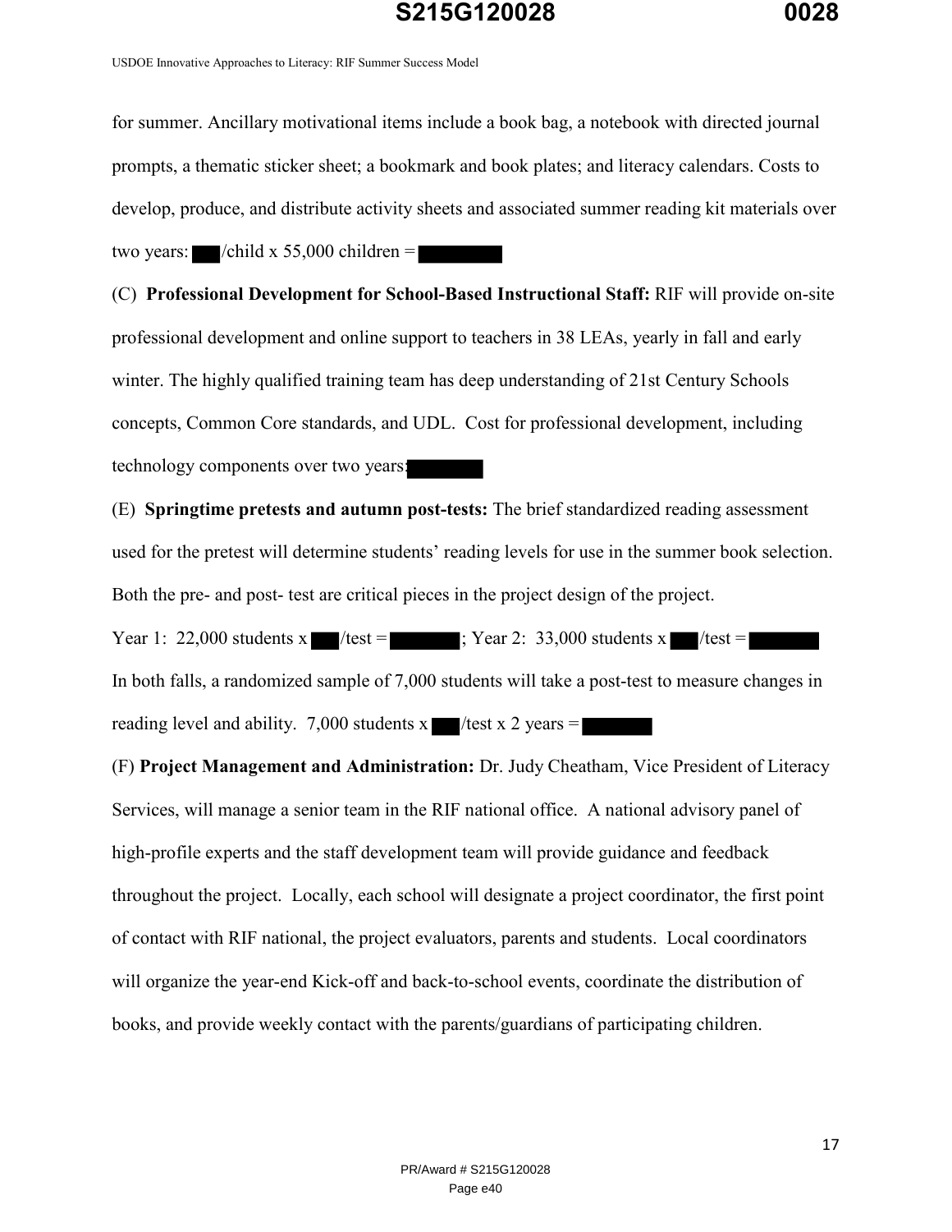for summer. Ancillary motivational items include a book bag, a notebook with directed journal prompts, a thematic sticker sheet; a bookmark and book plates; and literacy calendars. Costs to develop, produce, and distribute activity sheets and associated summer reading kit materials over two years: ███/child x 55,000 children = ████████

(C) **Professional Development for School-Based Instructional Staff:** RIF will provide on-site professional development and online support to teachers in 38 LEAs, yearly in fall and early winter. The highly qualified training team has deep understanding of 21st Century Schools concepts, Common Core standards, and UDL. Cost for professional development, including technology components over two years: ███████

(E) **Springtime pretests and autumn post-tests:** The brief standardized reading assessment used for the pretest will determine students' reading levels for use in the summer book selection. Both the pre- and post- test are critical pieces in the project design of the project.

Year 1: 22,000 students x ███/test = ███████; Year 2: 33,000 students x ███/test = ███████

In both falls, a randomized sample of 7,000 students will take a post-test to measure changes in reading level and ability. 7,000 students x ███/test x 2 years = ███████

(F) **Project Management and Administration:** Dr. Judy Cheatham, Vice President of Literacy Services, will manage a senior team in the RIF national office. A national advisory panel of high-profile experts and the staff development team will provide guidance and feedback throughout the project. Locally, each school will designate a project coordinator, the first point of contact with RIF national, the project evaluators, parents and students. Local coordinators will organize the year-end Kick-off and back-to-school events, coordinate the distribution of books, and provide weekly contact with the parents/guardians of participating children.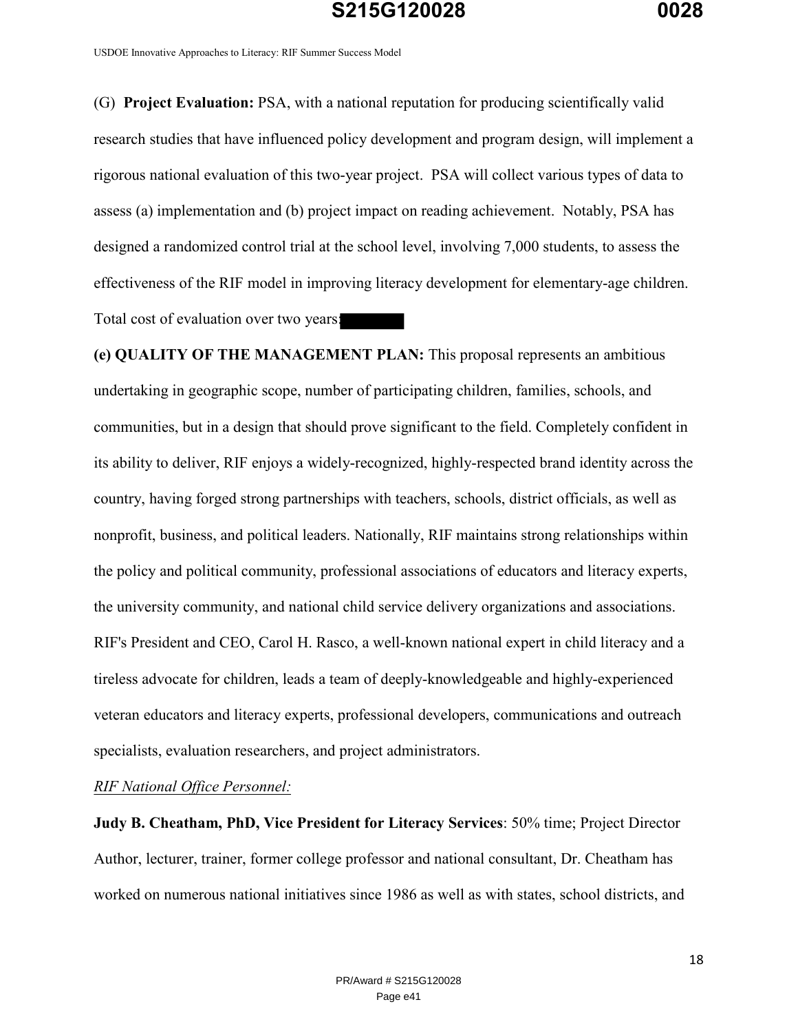(G) **Project Evaluation:** PSA, with a national reputation for producing scientifically valid research studies that have influenced policy development and program design, will implement a rigorous national evaluation of this two-year project. PSA will collect various types of data to assess (a) implementation and (b) project impact on reading achievement. Notably, PSA has designed a randomized control trial at the school level, involving 7,000 students, to assess the effectiveness of the RIF model in improving literacy development for elementary-age children. Total cost of evaluation over two years: [redacted]

**(e) QUALITY OF THE MANAGEMENT PLAN:** This proposal represents an ambitious undertaking in geographic scope, number of participating children, families, schools, and communities, but in a design that should prove significant to the field. Completely confident in its ability to deliver, RIF enjoys a widely-recognized, highly-respected brand identity across the country, having forged strong partnerships with teachers, schools, district officials, as well as nonprofit, business, and political leaders. Nationally, RIF maintains strong relationships within the policy and political community, professional associations of educators and literacy experts, the university community, and national child service delivery organizations and associations. RIF's President and CEO, Carol H. Rasco, a well-known national expert in child literacy and a tireless advocate for children, leads a team of deeply-knowledgeable and highly-experienced veteran educators and literacy experts, professional developers, communications and outreach specialists, evaluation researchers, and project administrators.

*RIF National Office Personnel:*

**Judy B. Cheatham, PhD, Vice President for Literacy Services**: 50% time; Project Director Author, lecturer, trainer, former college professor and national consultant, Dr. Cheatham has worked on numerous national initiatives since 1986 as well as with states, school districts, and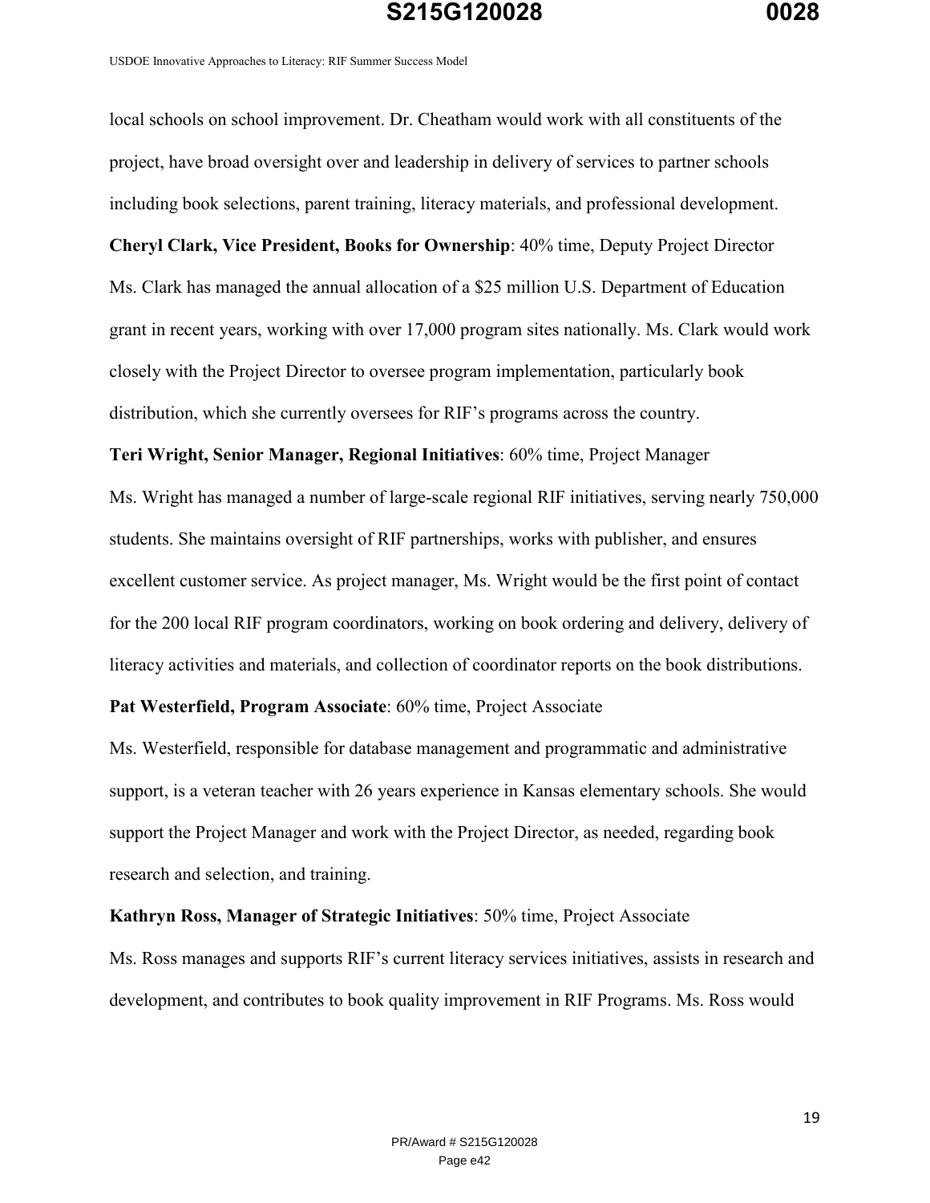local schools on school improvement. Dr. Cheatham would work with all constituents of the project, have broad oversight over and leadership in delivery of services to partner schools including book selections, parent training, literacy materials, and professional development.

**Cheryl Clark, Vice President, Books for Ownership**: 40% time, Deputy Project Director

Ms. Clark has managed the annual allocation of a $25 million U.S. Department of Education grant in recent years, working with over 17,000 program sites nationally. Ms. Clark would work closely with the Project Director to oversee program implementation, particularly book distribution, which she currently oversees for RIF's programs across the country.

**Teri Wright, Senior Manager, Regional Initiatives**: 60% time, Project Manager

Ms. Wright has managed a number of large-scale regional RIF initiatives, serving nearly 750,000 students. She maintains oversight of RIF partnerships, works with publisher, and ensures excellent customer service. As project manager, Ms. Wright would be the first point of contact for the 200 local RIF program coordinators, working on book ordering and delivery, delivery of literacy activities and materials, and collection of coordinator reports on the book distributions.

**Pat Westerfield, Program Associate**: 60% time, Project Associate

Ms. Westerfield, responsible for database management and programmatic and administrative support, is a veteran teacher with 26 years experience in Kansas elementary schools. She would support the Project Manager and work with the Project Director, as needed, regarding book research and selection, and training.

**Kathryn Ross, Manager of Strategic Initiatives**: 50% time, Project Associate

Ms. Ross manages and supports RIF's current literacy services initiatives, assists in research and development, and contributes to book quality improvement in RIF Programs. Ms. Ross would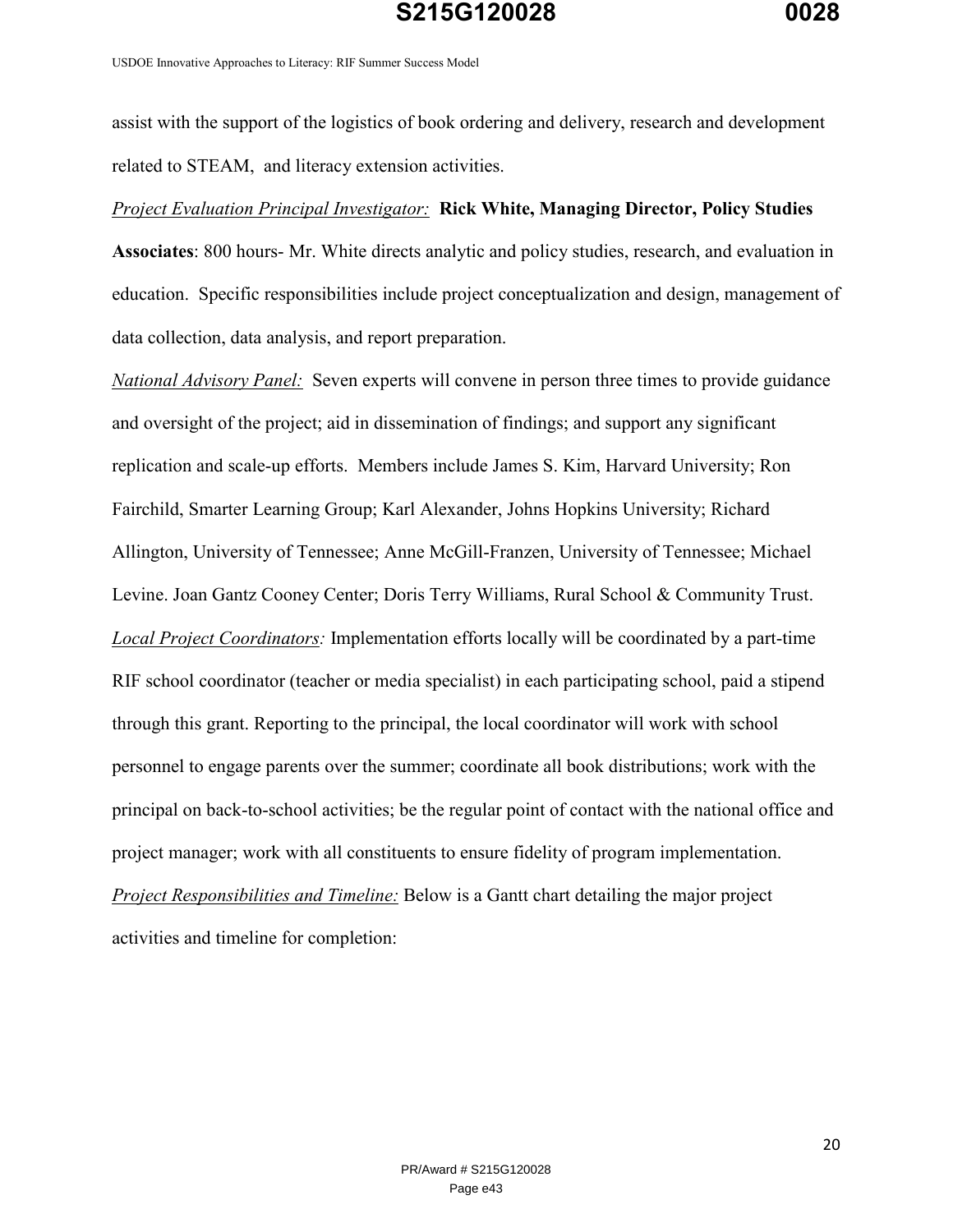assist with the support of the logistics of book ordering and delivery, research and development related to STEAM, and literacy extension activities.

*Project Evaluation Principal Investigator:* **Rick White, Managing Director, Policy Studies Associates**: 800 hours- Mr. White directs analytic and policy studies, research, and evaluation in education. Specific responsibilities include project conceptualization and design, management of data collection, data analysis, and report preparation.

*National Advisory Panel:* Seven experts will convene in person three times to provide guidance and oversight of the project; aid in dissemination of findings; and support any significant replication and scale-up efforts. Members include James S. Kim, Harvard University; Ron Fairchild, Smarter Learning Group; Karl Alexander, Johns Hopkins University; Richard Allington, University of Tennessee; Anne McGill-Franzen, University of Tennessee; Michael Levine. Joan Gantz Cooney Center; Doris Terry Williams, Rural School & Community Trust.

*Local Project Coordinators:* Implementation efforts locally will be coordinated by a part-time RIF school coordinator (teacher or media specialist) in each participating school, paid a stipend through this grant. Reporting to the principal, the local coordinator will work with school personnel to engage parents over the summer; coordinate all book distributions; work with the principal on back-to-school activities; be the regular point of contact with the national office and project manager; work with all constituents to ensure fidelity of program implementation.

*Project Responsibilities and Timeline:* Below is a Gantt chart detailing the major project activities and timeline for completion: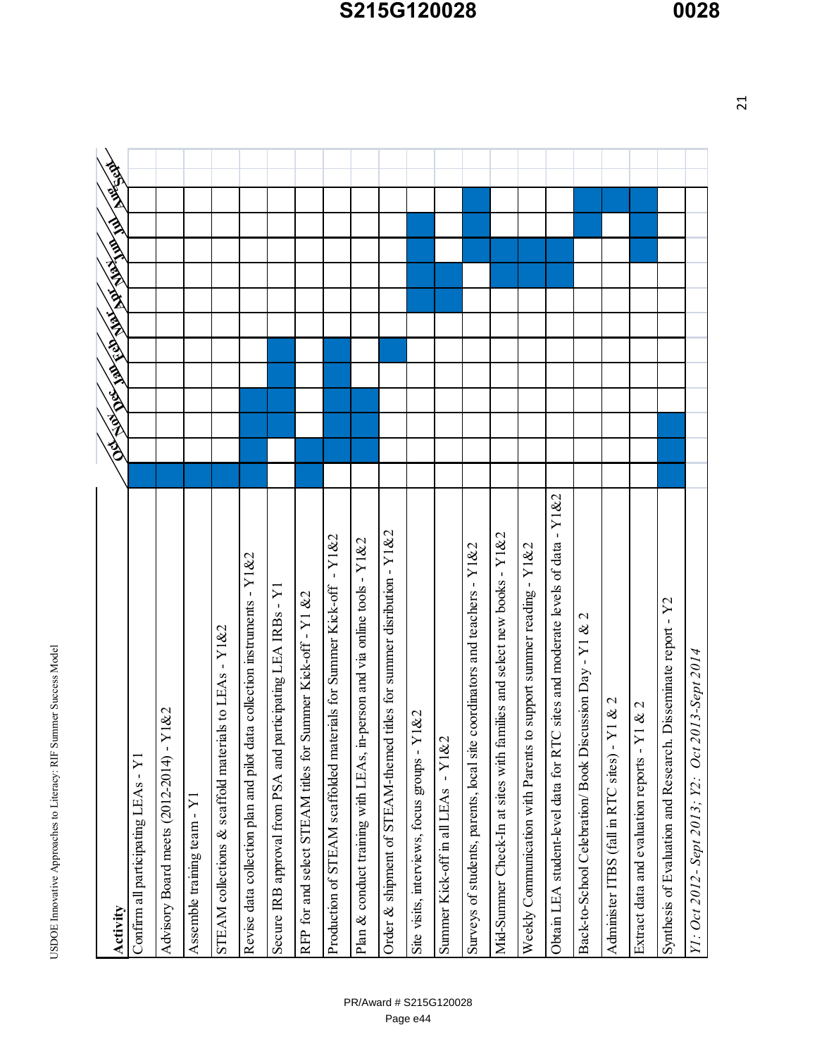| Activity | Oct | Nov | Dec | Jan | Feb | Mar | Apr | May | Jun | Jul | Aug | Sept |
|---|---|---|---|---|---|---|---|---|---|---|---|---|
| Confirm all participating LEAs - Y1 | ■ | | | | | | | | | | | |
| Advisory Board meets (2012-2014) - Y1&2 | ■ | | | | | | | | | | | |
| Assemble training team - Y1 | ■ | | | | | | | | | | | |
| STEAM collections & scaffold materials to LEAs - Y1&2 | ■ | | | | | | | | | | | |
| Revise data collection plan and pilot data collection instruments - Y1&2 | ■ | ■ | ■ | ■ | | | | | | | | |
| Secure IRB approval from PSA and participating LEA IRBs - Y1 | | | ■ | ■ | ■ | ■ | | | | | | |
| RFP for and select STEAM titles for Summer Kick-off - Y1 &2 | ■ | ■ | | | | | | | | | | |
| Production of STEAM scaffolded materials for Summer Kick-off - Y1&2 | | ■ | ■ | ■ | ■ | ■ | | | | | | |
| Plan & conduct training with LEAs, in-person and via online tools - Y1&2 | | | ■ | ■ | | | | | | | | |
| Order & shipment of STEAM-themed titles for summer disribution - Y1&2 | | | | | | ■ | | | | | | |
| Site visits, interviews, focus groups - Y1&2 | | | | | | | | ■ | ■ | ■ | ■ | |
| Summer Kick-off in all LEAs - Y1&2 | | | | | | | | ■ | ■ | | | |
| Surveys of students, parents, local site coordinators and teachers - Y1&2 | | | | | | | | | | ■ | ■ | ■ |
| Mid-Summer Check-In at sites with families and select new books - Y1&2 | | | | | | | | | ■ | ■ | | |
| Weekly Communication with Parents to support summer reading - Y1&2 | | | | | | | | | ■ | ■ | | |
| Obtain LEA student-level data for RTC sites and moderate levels of data - Y1&2 | | | | | | | | | ■ | ■ | | |
| Back-to-School Celebration/ Book Discussion Day - Y1 & 2 | | | | | | | | | | | ■ | ■ |
| Administer ITBS (fall in RTC sites) - Y1 & 2 | | | | | | | | | | | | ■ |
| Extract data and evaluation reports - Y1 & 2 | | | | | | | | | | ■ | ■ | ■ |
| Synthesis of Evaluation and Research. Disseminate report - Y2 | ■ | ■ | ■ | | | | | | | | | |

*Y1: Oct 2012 - Sept 2013; Y2: Oct 2013-Sept 2014*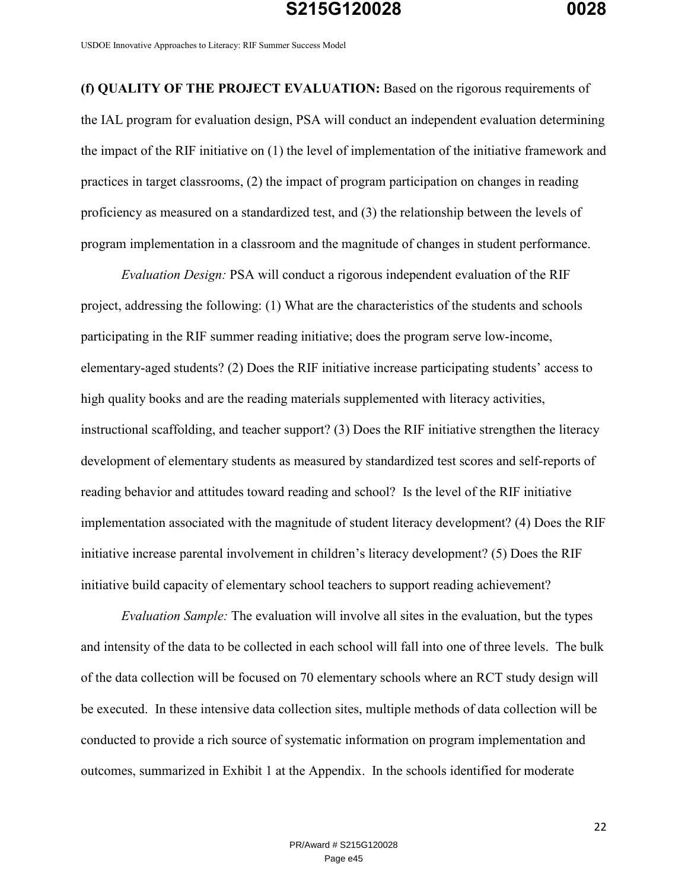**(f) QUALITY OF THE PROJECT EVALUATION:** Based on the rigorous requirements of the IAL program for evaluation design, PSA will conduct an independent evaluation determining the impact of the RIF initiative on (1) the level of implementation of the initiative framework and practices in target classrooms, (2) the impact of program participation on changes in reading proficiency as measured on a standardized test, and (3) the relationship between the levels of program implementation in a classroom and the magnitude of changes in student performance.

*Evaluation Design:* PSA will conduct a rigorous independent evaluation of the RIF project, addressing the following: (1) What are the characteristics of the students and schools participating in the RIF summer reading initiative; does the program serve low-income, elementary-aged students? (2) Does the RIF initiative increase participating students' access to high quality books and are the reading materials supplemented with literacy activities, instructional scaffolding, and teacher support? (3) Does the RIF initiative strengthen the literacy development of elementary students as measured by standardized test scores and self-reports of reading behavior and attitudes toward reading and school? Is the level of the RIF initiative implementation associated with the magnitude of student literacy development? (4) Does the RIF initiative increase parental involvement in children's literacy development? (5) Does the RIF initiative build capacity of elementary school teachers to support reading achievement?

*Evaluation Sample:* The evaluation will involve all sites in the evaluation, but the types and intensity of the data to be collected in each school will fall into one of three levels. The bulk of the data collection will be focused on 70 elementary schools where an RCT study design will be executed. In these intensive data collection sites, multiple methods of data collection will be conducted to provide a rich source of systematic information on program implementation and outcomes, summarized in Exhibit 1 at the Appendix. In the schools identified for moderate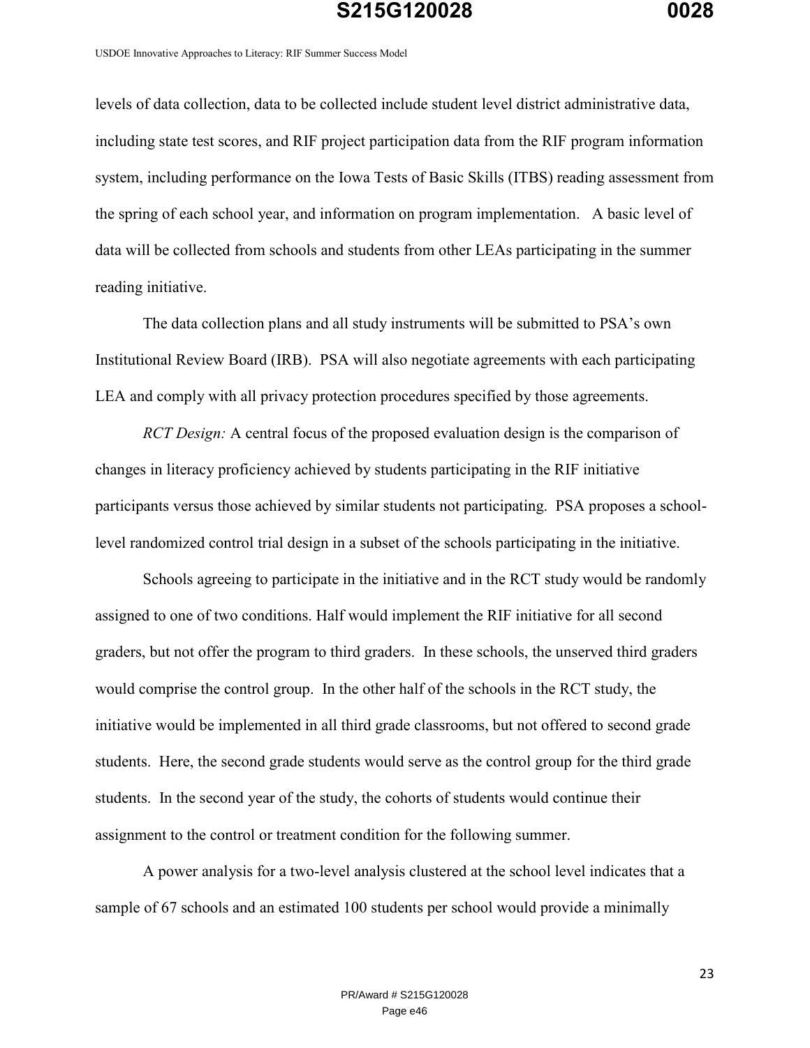levels of data collection, data to be collected include student level district administrative data, including state test scores, and RIF project participation data from the RIF program information system, including performance on the Iowa Tests of Basic Skills (ITBS) reading assessment from the spring of each school year, and information on program implementation.  A basic level of data will be collected from schools and students from other LEAs participating in the summer reading initiative.

The data collection plans and all study instruments will be submitted to PSA's own Institutional Review Board (IRB). PSA will also negotiate agreements with each participating LEA and comply with all privacy protection procedures specified by those agreements.

*RCT Design:* A central focus of the proposed evaluation design is the comparison of changes in literacy proficiency achieved by students participating in the RIF initiative participants versus those achieved by similar students not participating. PSA proposes a school-level randomized control trial design in a subset of the schools participating in the initiative.

Schools agreeing to participate in the initiative and in the RCT study would be randomly assigned to one of two conditions. Half would implement the RIF initiative for all second graders, but not offer the program to third graders. In these schools, the unserved third graders would comprise the control group. In the other half of the schools in the RCT study, the initiative would be implemented in all third grade classrooms, but not offered to second grade students. Here, the second grade students would serve as the control group for the third grade students. In the second year of the study, the cohorts of students would continue their assignment to the control or treatment condition for the following summer.

A power analysis for a two-level analysis clustered at the school level indicates that a sample of 67 schools and an estimated 100 students per school would provide a minimally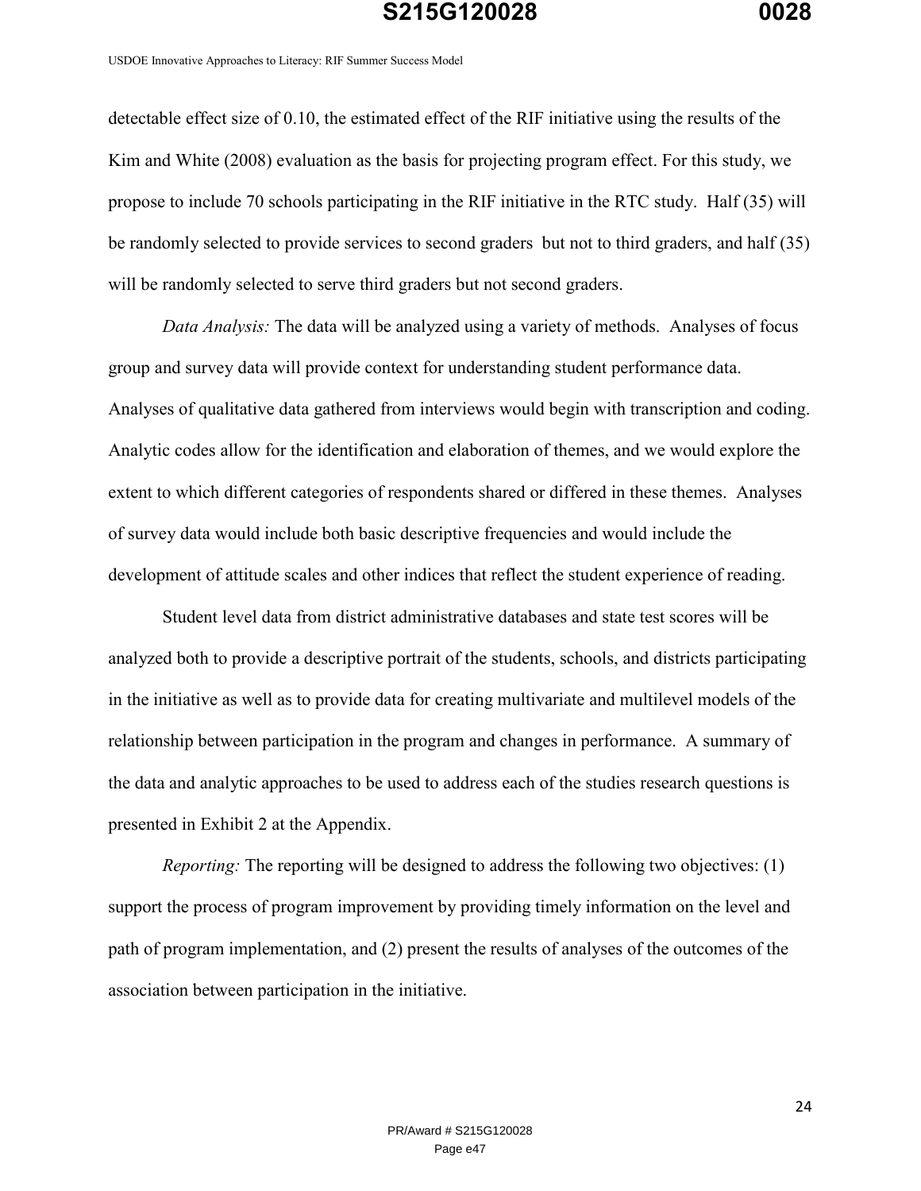detectable effect size of 0.10, the estimated effect of the RIF initiative using the results of the Kim and White (2008) evaluation as the basis for projecting program effect. For this study, we propose to include 70 schools participating in the RIF initiative in the RTC study. Half (35) will be randomly selected to provide services to second graders but not to third graders, and half (35) will be randomly selected to serve third graders but not second graders.

*Data Analysis:* The data will be analyzed using a variety of methods. Analyses of focus group and survey data will provide context for understanding student performance data. Analyses of qualitative data gathered from interviews would begin with transcription and coding. Analytic codes allow for the identification and elaboration of themes, and we would explore the extent to which different categories of respondents shared or differed in these themes. Analyses of survey data would include both basic descriptive frequencies and would include the development of attitude scales and other indices that reflect the student experience of reading.

Student level data from district administrative databases and state test scores will be analyzed both to provide a descriptive portrait of the students, schools, and districts participating in the initiative as well as to provide data for creating multivariate and multilevel models of the relationship between participation in the program and changes in performance. A summary of the data and analytic approaches to be used to address each of the studies research questions is presented in Exhibit 2 at the Appendix.

*Reporting:* The reporting will be designed to address the following two objectives: (1) support the process of program improvement by providing timely information on the level and path of program implementation, and (2) present the results of analyses of the outcomes of the association between participation in the initiative.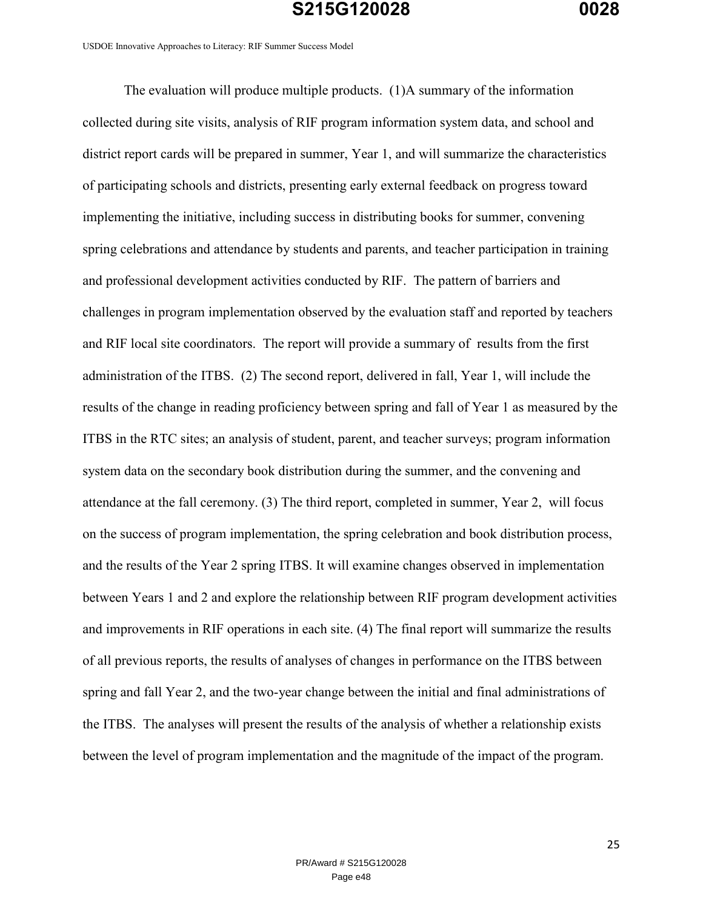The evaluation will produce multiple products. (1)A summary of the information collected during site visits, analysis of RIF program information system data, and school and district report cards will be prepared in summer, Year 1, and will summarize the characteristics of participating schools and districts, presenting early external feedback on progress toward implementing the initiative, including success in distributing books for summer, convening spring celebrations and attendance by students and parents, and teacher participation in training and professional development activities conducted by RIF. The pattern of barriers and challenges in program implementation observed by the evaluation staff and reported by teachers and RIF local site coordinators. The report will provide a summary of results from the first administration of the ITBS. (2) The second report, delivered in fall, Year 1, will include the results of the change in reading proficiency between spring and fall of Year 1 as measured by the ITBS in the RTC sites; an analysis of student, parent, and teacher surveys; program information system data on the secondary book distribution during the summer, and the convening and attendance at the fall ceremony. (3) The third report, completed in summer, Year 2, will focus on the success of program implementation, the spring celebration and book distribution process, and the results of the Year 2 spring ITBS. It will examine changes observed in implementation between Years 1 and 2 and explore the relationship between RIF program development activities and improvements in RIF operations in each site. (4) The final report will summarize the results of all previous reports, the results of analyses of changes in performance on the ITBS between spring and fall Year 2, and the two-year change between the initial and final administrations of the ITBS. The analyses will present the results of the analysis of whether a relationship exists between the level of program implementation and the magnitude of the impact of the program.